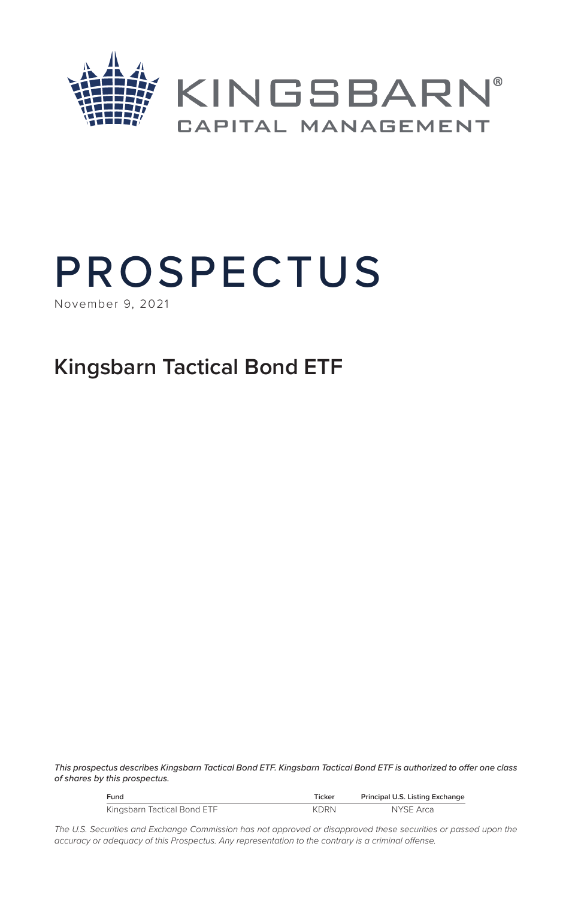KINGSBARN®
CAPITAL MANAGEMENT

# PROSPECTUS

November 9, 2021

## Kingsbarn Tactical Bond ETF

*This prospectus describes Kingsbarn Tactical Bond ETF. Kingsbarn Tactical Bond ETF is authorized to offer one class of shares by this prospectus.*

| Fund | Ticker | Principal U.S. Listing Exchange |
| --- | --- | --- |
| Kingsbarn Tactical Bond ETF | KDRN | NYSE Arca |

*The U.S. Securities and Exchange Commission has not approved or disapproved these securities or passed upon the accuracy or adequacy of this Prospectus. Any representation to the contrary is a criminal offense.*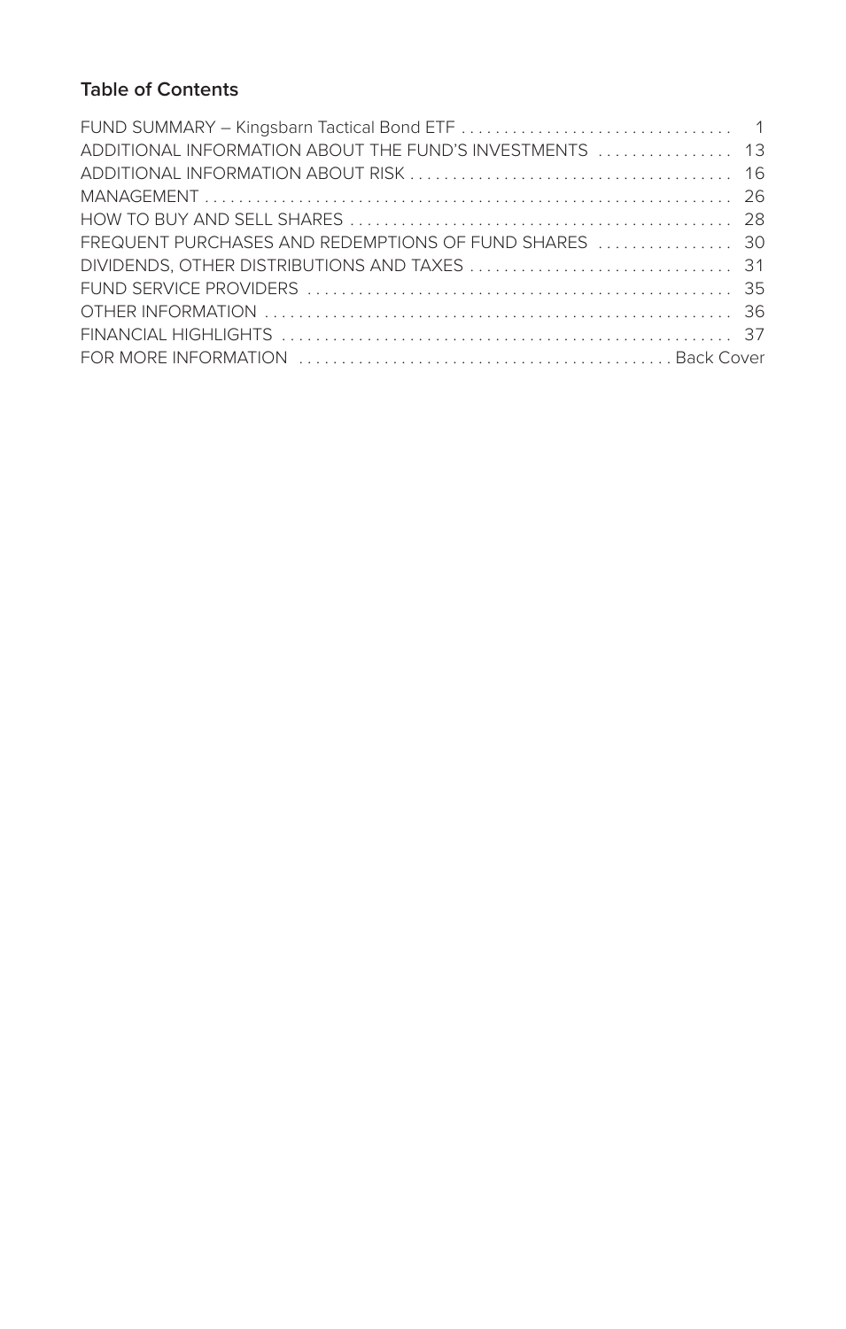### Table of Contents

| | |
|---|---|
| FUND SUMMARY – Kingsbarn Tactical Bond ETF | 1 |
| ADDITIONAL INFORMATION ABOUT THE FUND'S INVESTMENTS | 13 |
| ADDITIONAL INFORMATION ABOUT RISK | 16 |
| MANAGEMENT | 26 |
| HOW TO BUY AND SELL SHARES | 28 |
| FREQUENT PURCHASES AND REDEMPTIONS OF FUND SHARES | 30 |
| DIVIDENDS, OTHER DISTRIBUTIONS AND TAXES | 31 |
| FUND SERVICE PROVIDERS | 35 |
| OTHER INFORMATION | 36 |
| FINANCIAL HIGHLIGHTS | 37 |
| FOR MORE INFORMATION | Back Cover |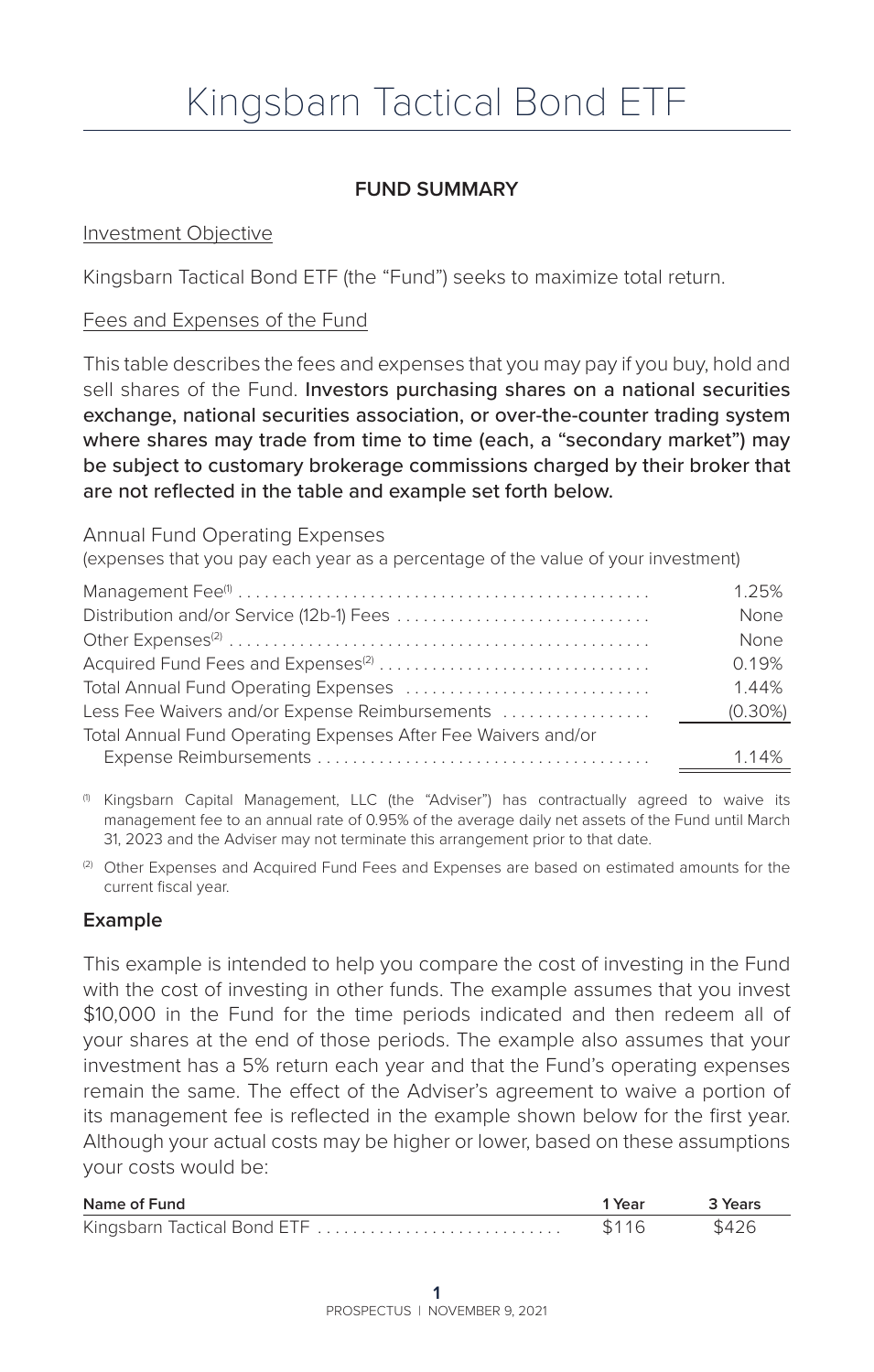# Kingsbarn Tactical Bond ETF

## FUND SUMMARY

### Investment Objective

Kingsbarn Tactical Bond ETF (the "Fund") seeks to maximize total return.

### Fees and Expenses of the Fund

This table describes the fees and expenses that you may pay if you buy, hold and sell shares of the Fund. Investors purchasing shares on a national securities exchange, national securities association, or over-the-counter trading system where shares may trade from time to time (each, a "secondary market") may be subject to customary brokerage commissions charged by their broker that are not reflected in the table and example set forth below.

Annual Fund Operating Expenses
(expenses that you pay each year as a percentage of the value of your investment)

| | |
|---|---|
| Management Fee[1] | 1.25% |
| Distribution and/or Service (12b-1) Fees | None |
| Other Expenses[2] | None |
| Acquired Fund Fees and Expenses[2] | 0.19% |
| Total Annual Fund Operating Expenses | 1.44% |
| Less Fee Waivers and/or Expense Reimbursements | (0.30%) |
| Total Annual Fund Operating Expenses After Fee Waivers and/or Expense Reimbursements | 1.14% |

[1] Kingsbarn Capital Management, LLC (the "Adviser") has contractually agreed to waive its management fee to an annual rate of 0.95% of the average daily net assets of the Fund until March 31, 2023 and the Adviser may not terminate this arrangement prior to that date.

[2] Other Expenses and Acquired Fund Fees and Expenses are based on estimated amounts for the current fiscal year.

### Example

This example is intended to help you compare the cost of investing in the Fund with the cost of investing in other funds. The example assumes that you invest $10,000 in the Fund for the time periods indicated and then redeem all of your shares at the end of those periods. The example also assumes that your investment has a 5% return each year and that the Fund's operating expenses remain the same. The effect of the Adviser's agreement to waive a portion of its management fee is reflected in the example shown below for the first year. Although your actual costs may be higher or lower, based on these assumptions your costs would be:

| Name of Fund | 1 Year | 3 Years |
|---|---|---|
| Kingsbarn Tactical Bond ETF | $116 | $426 |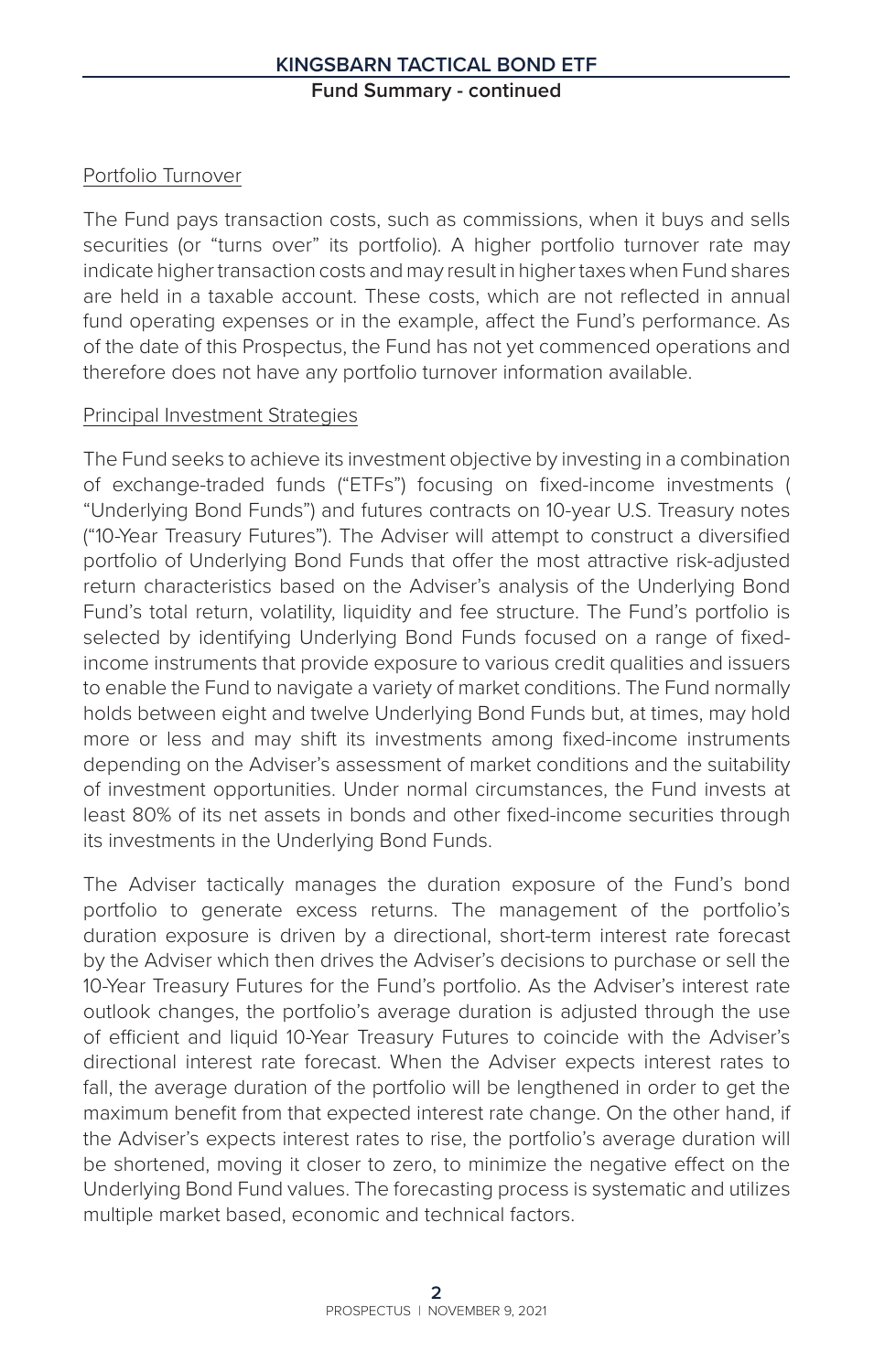Portfolio Turnover

The Fund pays transaction costs, such as commissions, when it buys and sells securities (or "turns over" its portfolio). A higher portfolio turnover rate may indicate higher transaction costs and may result in higher taxes when Fund shares are held in a taxable account. These costs, which are not reflected in annual fund operating expenses or in the example, affect the Fund's performance. As of the date of this Prospectus, the Fund has not yet commenced operations and therefore does not have any portfolio turnover information available.

Principal Investment Strategies

The Fund seeks to achieve its investment objective by investing in a combination of exchange-traded funds ("ETFs") focusing on fixed-income investments ( "Underlying Bond Funds") and futures contracts on 10-year U.S. Treasury notes ("10-Year Treasury Futures"). The Adviser will attempt to construct a diversified portfolio of Underlying Bond Funds that offer the most attractive risk-adjusted return characteristics based on the Adviser's analysis of the Underlying Bond Fund's total return, volatility, liquidity and fee structure. The Fund's portfolio is selected by identifying Underlying Bond Funds focused on a range of fixed-income instruments that provide exposure to various credit qualities and issuers to enable the Fund to navigate a variety of market conditions. The Fund normally holds between eight and twelve Underlying Bond Funds but, at times, may hold more or less and may shift its investments among fixed-income instruments depending on the Adviser's assessment of market conditions and the suitability of investment opportunities. Under normal circumstances, the Fund invests at least 80% of its net assets in bonds and other fixed-income securities through its investments in the Underlying Bond Funds.

The Adviser tactically manages the duration exposure of the Fund's bond portfolio to generate excess returns. The management of the portfolio's duration exposure is driven by a directional, short-term interest rate forecast by the Adviser which then drives the Adviser's decisions to purchase or sell the 10-Year Treasury Futures for the Fund's portfolio. As the Adviser's interest rate outlook changes, the portfolio's average duration is adjusted through the use of efficient and liquid 10-Year Treasury Futures to coincide with the Adviser's directional interest rate forecast. When the Adviser expects interest rates to fall, the average duration of the portfolio will be lengthened in order to get the maximum benefit from that expected interest rate change. On the other hand, if the Adviser's expects interest rates to rise, the portfolio's average duration will be shortened, moving it closer to zero, to minimize the negative effect on the Underlying Bond Fund values. The forecasting process is systematic and utilizes multiple market based, economic and technical factors.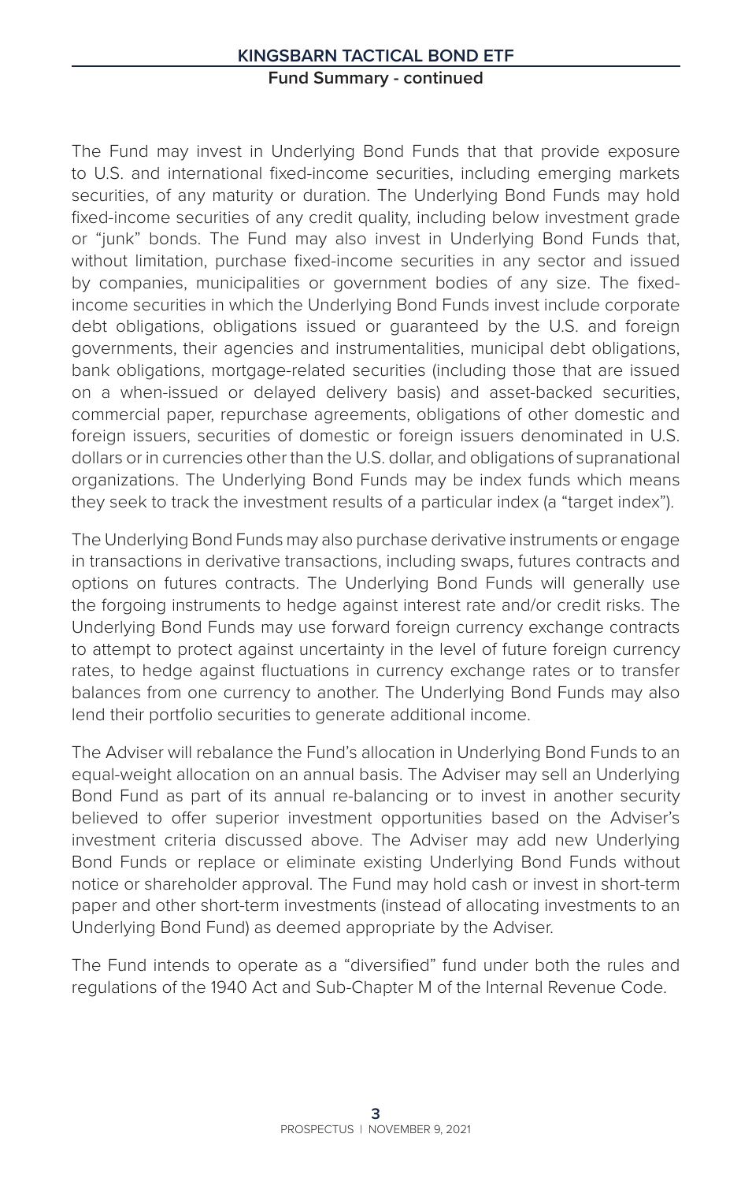The Fund may invest in Underlying Bond Funds that that provide exposure to U.S. and international fixed-income securities, including emerging markets securities, of any maturity or duration. The Underlying Bond Funds may hold fixed-income securities of any credit quality, including below investment grade or "junk" bonds. The Fund may also invest in Underlying Bond Funds that, without limitation, purchase fixed-income securities in any sector and issued by companies, municipalities or government bodies of any size. The fixed-income securities in which the Underlying Bond Funds invest include corporate debt obligations, obligations issued or guaranteed by the U.S. and foreign governments, their agencies and instrumentalities, municipal debt obligations, bank obligations, mortgage-related securities (including those that are issued on a when-issued or delayed delivery basis) and asset-backed securities, commercial paper, repurchase agreements, obligations of other domestic and foreign issuers, securities of domestic or foreign issuers denominated in U.S. dollars or in currencies other than the U.S. dollar, and obligations of supranational organizations. The Underlying Bond Funds may be index funds which means they seek to track the investment results of a particular index (a "target index").

The Underlying Bond Funds may also purchase derivative instruments or engage in transactions in derivative transactions, including swaps, futures contracts and options on futures contracts. The Underlying Bond Funds will generally use the forgoing instruments to hedge against interest rate and/or credit risks. The Underlying Bond Funds may use forward foreign currency exchange contracts to attempt to protect against uncertainty in the level of future foreign currency rates, to hedge against fluctuations in currency exchange rates or to transfer balances from one currency to another. The Underlying Bond Funds may also lend their portfolio securities to generate additional income.

The Adviser will rebalance the Fund's allocation in Underlying Bond Funds to an equal-weight allocation on an annual basis. The Adviser may sell an Underlying Bond Fund as part of its annual re-balancing or to invest in another security believed to offer superior investment opportunities based on the Adviser's investment criteria discussed above. The Adviser may add new Underlying Bond Funds or replace or eliminate existing Underlying Bond Funds without notice or shareholder approval. The Fund may hold cash or invest in short-term paper and other short-term investments (instead of allocating investments to an Underlying Bond Fund) as deemed appropriate by the Adviser.

The Fund intends to operate as a "diversified" fund under both the rules and regulations of the 1940 Act and Sub-Chapter M of the Internal Revenue Code.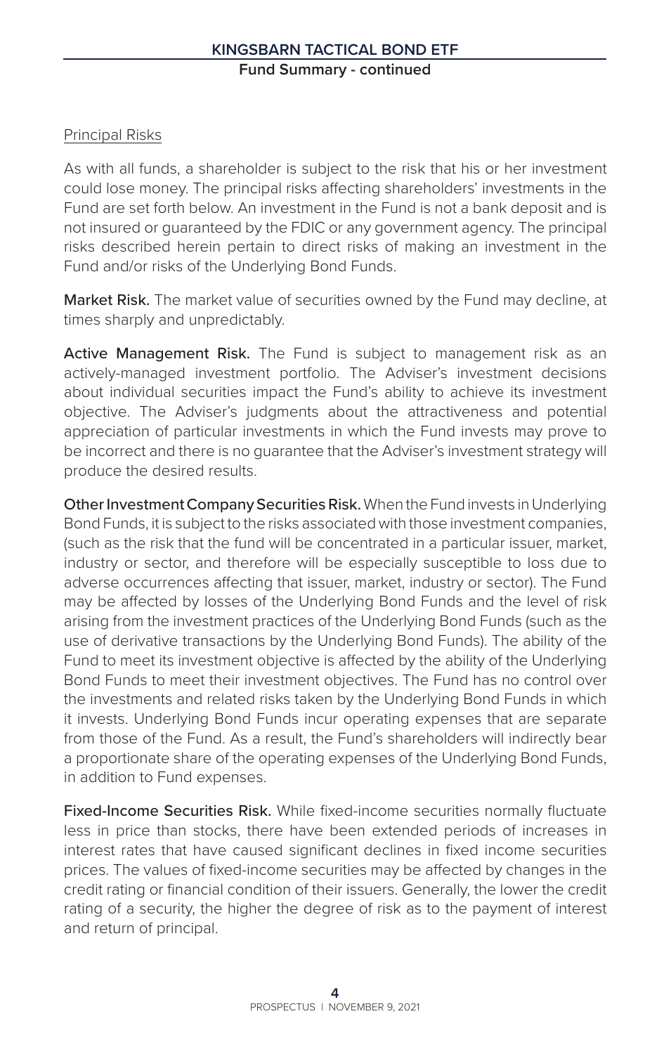Principal Risks

As with all funds, a shareholder is subject to the risk that his or her investment could lose money. The principal risks affecting shareholders' investments in the Fund are set forth below. An investment in the Fund is not a bank deposit and is not insured or guaranteed by the FDIC or any government agency. The principal risks described herein pertain to direct risks of making an investment in the Fund and/or risks of the Underlying Bond Funds.

**Market Risk.** The market value of securities owned by the Fund may decline, at times sharply and unpredictably.

**Active Management Risk.** The Fund is subject to management risk as an actively-managed investment portfolio. The Adviser's investment decisions about individual securities impact the Fund's ability to achieve its investment objective. The Adviser's judgments about the attractiveness and potential appreciation of particular investments in which the Fund invests may prove to be incorrect and there is no guarantee that the Adviser's investment strategy will produce the desired results.

**Other Investment Company Securities Risk.** When the Fund invests in Underlying Bond Funds, it is subject to the risks associated with those investment companies, (such as the risk that the fund will be concentrated in a particular issuer, market, industry or sector, and therefore will be especially susceptible to loss due to adverse occurrences affecting that issuer, market, industry or sector). The Fund may be affected by losses of the Underlying Bond Funds and the level of risk arising from the investment practices of the Underlying Bond Funds (such as the use of derivative transactions by the Underlying Bond Funds). The ability of the Fund to meet its investment objective is affected by the ability of the Underlying Bond Funds to meet their investment objectives. The Fund has no control over the investments and related risks taken by the Underlying Bond Funds in which it invests. Underlying Bond Funds incur operating expenses that are separate from those of the Fund. As a result, the Fund's shareholders will indirectly bear a proportionate share of the operating expenses of the Underlying Bond Funds, in addition to Fund expenses.

**Fixed-Income Securities Risk.** While fixed-income securities normally fluctuate less in price than stocks, there have been extended periods of increases in interest rates that have caused significant declines in fixed income securities prices. The values of fixed-income securities may be affected by changes in the credit rating or financial condition of their issuers. Generally, the lower the credit rating of a security, the higher the degree of risk as to the payment of interest and return of principal.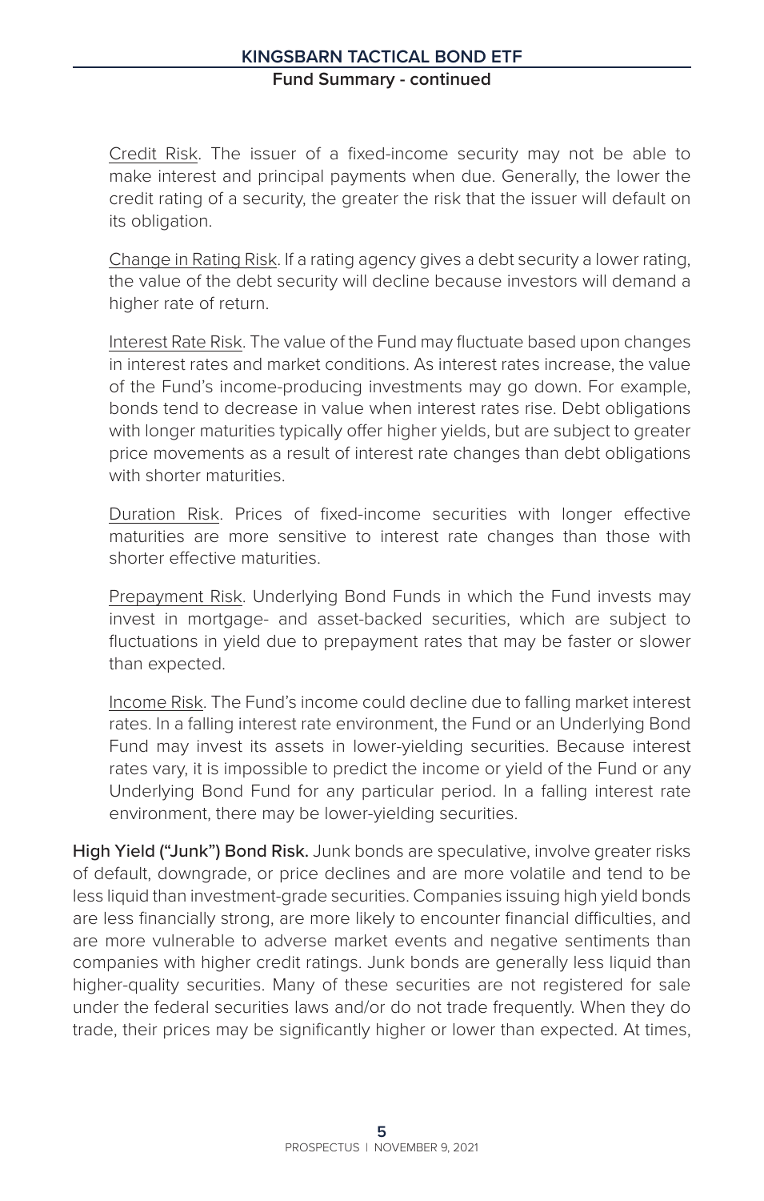Credit Risk. The issuer of a fixed-income security may not be able to make interest and principal payments when due. Generally, the lower the credit rating of a security, the greater the risk that the issuer will default on its obligation.

Change in Rating Risk. If a rating agency gives a debt security a lower rating, the value of the debt security will decline because investors will demand a higher rate of return.

Interest Rate Risk. The value of the Fund may fluctuate based upon changes in interest rates and market conditions. As interest rates increase, the value of the Fund's income-producing investments may go down. For example, bonds tend to decrease in value when interest rates rise. Debt obligations with longer maturities typically offer higher yields, but are subject to greater price movements as a result of interest rate changes than debt obligations with shorter maturities.

Duration Risk. Prices of fixed-income securities with longer effective maturities are more sensitive to interest rate changes than those with shorter effective maturities.

Prepayment Risk. Underlying Bond Funds in which the Fund invests may invest in mortgage- and asset-backed securities, which are subject to fluctuations in yield due to prepayment rates that may be faster or slower than expected.

Income Risk. The Fund's income could decline due to falling market interest rates. In a falling interest rate environment, the Fund or an Underlying Bond Fund may invest its assets in lower-yielding securities. Because interest rates vary, it is impossible to predict the income or yield of the Fund or any Underlying Bond Fund for any particular period. In a falling interest rate environment, there may be lower-yielding securities.

**High Yield ("Junk") Bond Risk.** Junk bonds are speculative, involve greater risks of default, downgrade, or price declines and are more volatile and tend to be less liquid than investment-grade securities. Companies issuing high yield bonds are less financially strong, are more likely to encounter financial difficulties, and are more vulnerable to adverse market events and negative sentiments than companies with higher credit ratings. Junk bonds are generally less liquid than higher-quality securities. Many of these securities are not registered for sale under the federal securities laws and/or do not trade frequently. When they do trade, their prices may be significantly higher or lower than expected. At times,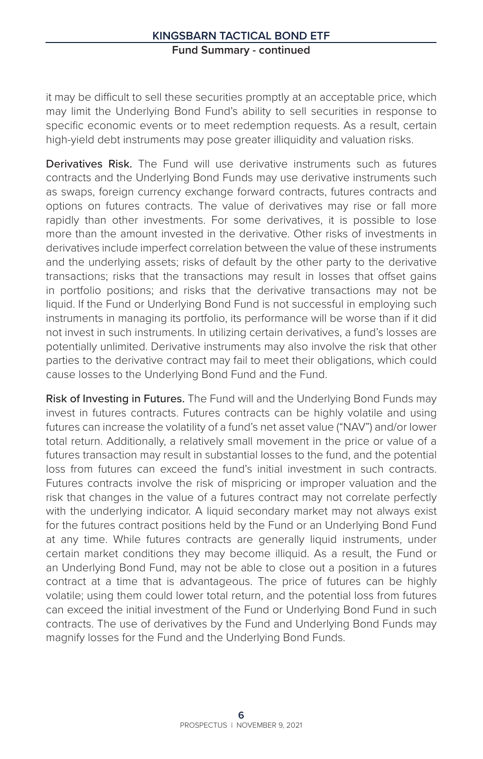it may be difficult to sell these securities promptly at an acceptable price, which may limit the Underlying Bond Fund's ability to sell securities in response to specific economic events or to meet redemption requests. As a result, certain high-yield debt instruments may pose greater illiquidity and valuation risks.

**Derivatives Risk.** The Fund will use derivative instruments such as futures contracts and the Underlying Bond Funds may use derivative instruments such as swaps, foreign currency exchange forward contracts, futures contracts and options on futures contracts. The value of derivatives may rise or fall more rapidly than other investments. For some derivatives, it is possible to lose more than the amount invested in the derivative. Other risks of investments in derivatives include imperfect correlation between the value of these instruments and the underlying assets; risks of default by the other party to the derivative transactions; risks that the transactions may result in losses that offset gains in portfolio positions; and risks that the derivative transactions may not be liquid. If the Fund or Underlying Bond Fund is not successful in employing such instruments in managing its portfolio, its performance will be worse than if it did not invest in such instruments. In utilizing certain derivatives, a fund's losses are potentially unlimited. Derivative instruments may also involve the risk that other parties to the derivative contract may fail to meet their obligations, which could cause losses to the Underlying Bond Fund and the Fund.

**Risk of Investing in Futures.** The Fund will and the Underlying Bond Funds may invest in futures contracts. Futures contracts can be highly volatile and using futures can increase the volatility of a fund's net asset value ("NAV") and/or lower total return. Additionally, a relatively small movement in the price or value of a futures transaction may result in substantial losses to the fund, and the potential loss from futures can exceed the fund's initial investment in such contracts. Futures contracts involve the risk of mispricing or improper valuation and the risk that changes in the value of a futures contract may not correlate perfectly with the underlying indicator. A liquid secondary market may not always exist for the futures contract positions held by the Fund or an Underlying Bond Fund at any time. While futures contracts are generally liquid instruments, under certain market conditions they may become illiquid. As a result, the Fund or an Underlying Bond Fund, may not be able to close out a position in a futures contract at a time that is advantageous. The price of futures can be highly volatile; using them could lower total return, and the potential loss from futures can exceed the initial investment of the Fund or Underlying Bond Fund in such contracts. The use of derivatives by the Fund and Underlying Bond Funds may magnify losses for the Fund and the Underlying Bond Funds.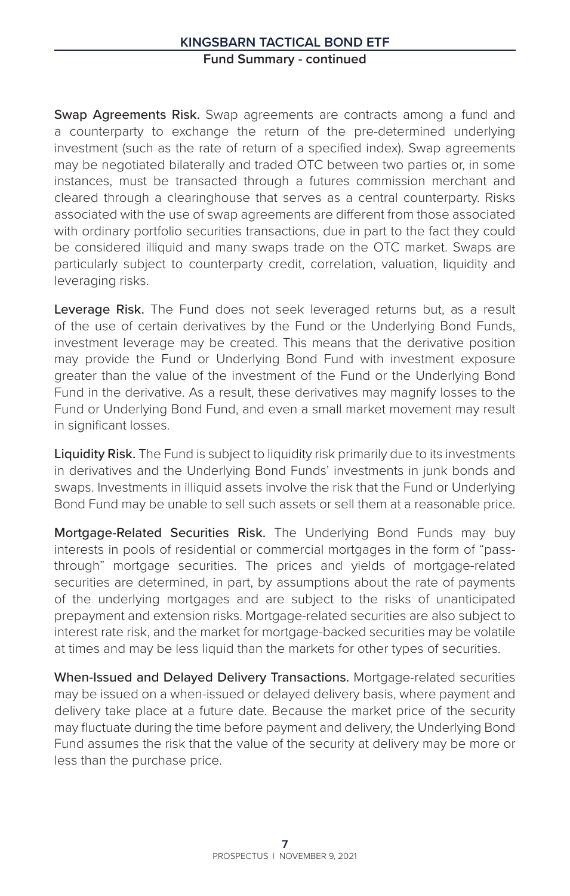**Swap Agreements Risk.** Swap agreements are contracts among a fund and a counterparty to exchange the return of the pre-determined underlying investment (such as the rate of return of a specified index). Swap agreements may be negotiated bilaterally and traded OTC between two parties or, in some instances, must be transacted through a futures commission merchant and cleared through a clearinghouse that serves as a central counterparty. Risks associated with the use of swap agreements are different from those associated with ordinary portfolio securities transactions, due in part to the fact they could be considered illiquid and many swaps trade on the OTC market. Swaps are particularly subject to counterparty credit, correlation, valuation, liquidity and leveraging risks.

**Leverage Risk.** The Fund does not seek leveraged returns but, as a result of the use of certain derivatives by the Fund or the Underlying Bond Funds, investment leverage may be created. This means that the derivative position may provide the Fund or Underlying Bond Fund with investment exposure greater than the value of the investment of the Fund or the Underlying Bond Fund in the derivative. As a result, these derivatives may magnify losses to the Fund or Underlying Bond Fund, and even a small market movement may result in significant losses.

**Liquidity Risk.** The Fund is subject to liquidity risk primarily due to its investments in derivatives and the Underlying Bond Funds' investments in junk bonds and swaps. Investments in illiquid assets involve the risk that the Fund or Underlying Bond Fund may be unable to sell such assets or sell them at a reasonable price.

**Mortgage-Related Securities Risk.** The Underlying Bond Funds may buy interests in pools of residential or commercial mortgages in the form of "pass-through" mortgage securities. The prices and yields of mortgage-related securities are determined, in part, by assumptions about the rate of payments of the underlying mortgages and are subject to the risks of unanticipated prepayment and extension risks. Mortgage-related securities are also subject to interest rate risk, and the market for mortgage-backed securities may be volatile at times and may be less liquid than the markets for other types of securities.

**When-Issued and Delayed Delivery Transactions.** Mortgage-related securities may be issued on a when-issued or delayed delivery basis, where payment and delivery take place at a future date. Because the market price of the security may fluctuate during the time before payment and delivery, the Underlying Bond Fund assumes the risk that the value of the security at delivery may be more or less than the purchase price.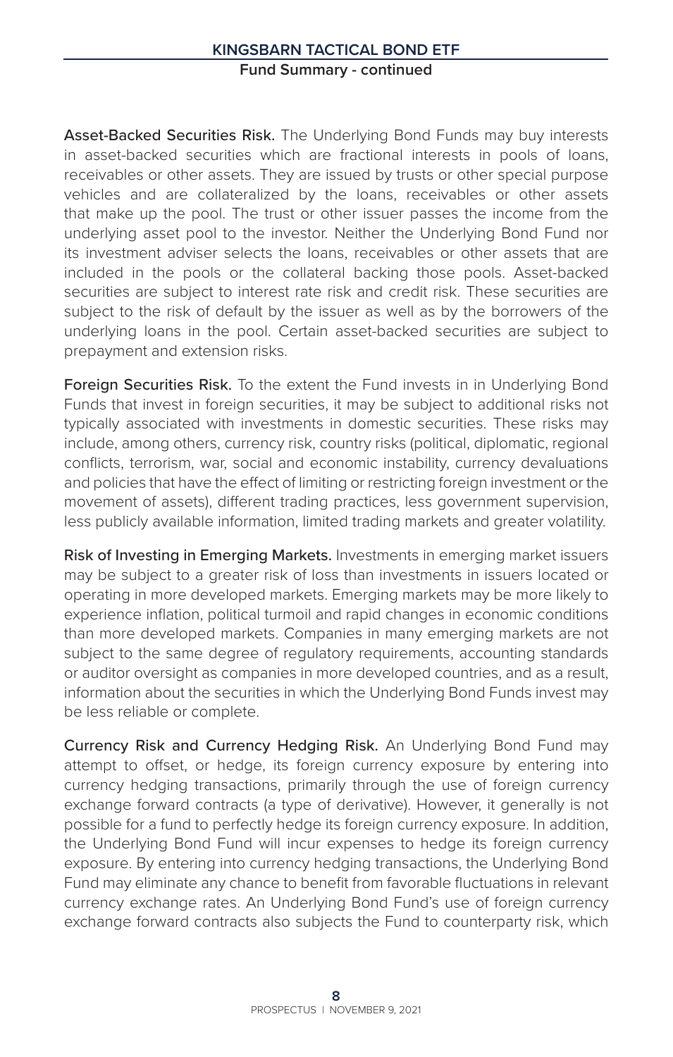**Asset-Backed Securities Risk.** The Underlying Bond Funds may buy interests in asset-backed securities which are fractional interests in pools of loans, receivables or other assets. They are issued by trusts or other special purpose vehicles and are collateralized by the loans, receivables or other assets that make up the pool. The trust or other issuer passes the income from the underlying asset pool to the investor. Neither the Underlying Bond Fund nor its investment adviser selects the loans, receivables or other assets that are included in the pools or the collateral backing those pools. Asset-backed securities are subject to interest rate risk and credit risk. These securities are subject to the risk of default by the issuer as well as by the borrowers of the underlying loans in the pool. Certain asset-backed securities are subject to prepayment and extension risks.

**Foreign Securities Risk.** To the extent the Fund invests in in Underlying Bond Funds that invest in foreign securities, it may be subject to additional risks not typically associated with investments in domestic securities. These risks may include, among others, currency risk, country risks (political, diplomatic, regional conflicts, terrorism, war, social and economic instability, currency devaluations and policies that have the effect of limiting or restricting foreign investment or the movement of assets), different trading practices, less government supervision, less publicly available information, limited trading markets and greater volatility.

**Risk of Investing in Emerging Markets.** Investments in emerging market issuers may be subject to a greater risk of loss than investments in issuers located or operating in more developed markets. Emerging markets may be more likely to experience inflation, political turmoil and rapid changes in economic conditions than more developed markets. Companies in many emerging markets are not subject to the same degree of regulatory requirements, accounting standards or auditor oversight as companies in more developed countries, and as a result, information about the securities in which the Underlying Bond Funds invest may be less reliable or complete.

**Currency Risk and Currency Hedging Risk.** An Underlying Bond Fund may attempt to offset, or hedge, its foreign currency exposure by entering into currency hedging transactions, primarily through the use of foreign currency exchange forward contracts (a type of derivative). However, it generally is not possible for a fund to perfectly hedge its foreign currency exposure. In addition, the Underlying Bond Fund will incur expenses to hedge its foreign currency exposure. By entering into currency hedging transactions, the Underlying Bond Fund may eliminate any chance to benefit from favorable fluctuations in relevant currency exchange rates. An Underlying Bond Fund's use of foreign currency exchange forward contracts also subjects the Fund to counterparty risk, which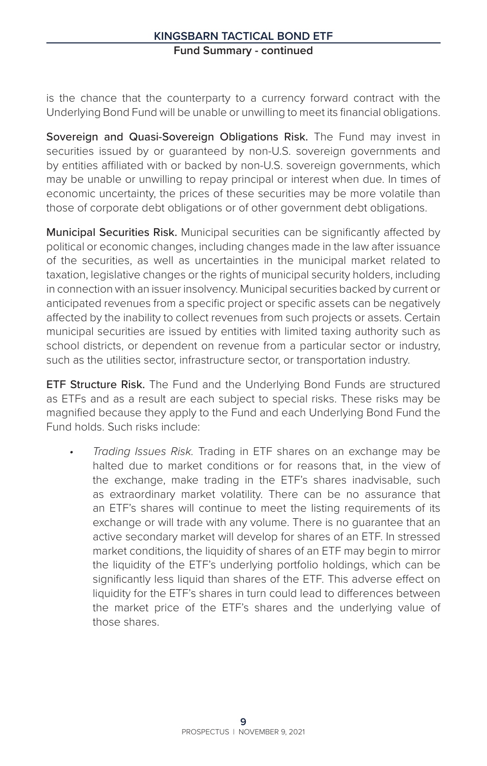is the chance that the counterparty to a currency forward contract with the Underlying Bond Fund will be unable or unwilling to meet its financial obligations.

**Sovereign and Quasi-Sovereign Obligations Risk.** The Fund may invest in securities issued by or guaranteed by non-U.S. sovereign governments and by entities affiliated with or backed by non-U.S. sovereign governments, which may be unable or unwilling to repay principal or interest when due. In times of economic uncertainty, the prices of these securities may be more volatile than those of corporate debt obligations or of other government debt obligations.

**Municipal Securities Risk.** Municipal securities can be significantly affected by political or economic changes, including changes made in the law after issuance of the securities, as well as uncertainties in the municipal market related to taxation, legislative changes or the rights of municipal security holders, including in connection with an issuer insolvency. Municipal securities backed by current or anticipated revenues from a specific project or specific assets can be negatively affected by the inability to collect revenues from such projects or assets. Certain municipal securities are issued by entities with limited taxing authority such as school districts, or dependent on revenue from a particular sector or industry, such as the utilities sector, infrastructure sector, or transportation industry.

**ETF Structure Risk.** The Fund and the Underlying Bond Funds are structured as ETFs and as a result are each subject to special risks. These risks may be magnified because they apply to the Fund and each Underlying Bond Fund the Fund holds. Such risks include:

- *Trading Issues Risk.* Trading in ETF shares on an exchange may be halted due to market conditions or for reasons that, in the view of the exchange, make trading in the ETF's shares inadvisable, such as extraordinary market volatility. There can be no assurance that an ETF's shares will continue to meet the listing requirements of its exchange or will trade with any volume. There is no guarantee that an active secondary market will develop for shares of an ETF. In stressed market conditions, the liquidity of shares of an ETF may begin to mirror the liquidity of the ETF's underlying portfolio holdings, which can be significantly less liquid than shares of the ETF. This adverse effect on liquidity for the ETF's shares in turn could lead to differences between the market price of the ETF's shares and the underlying value of those shares.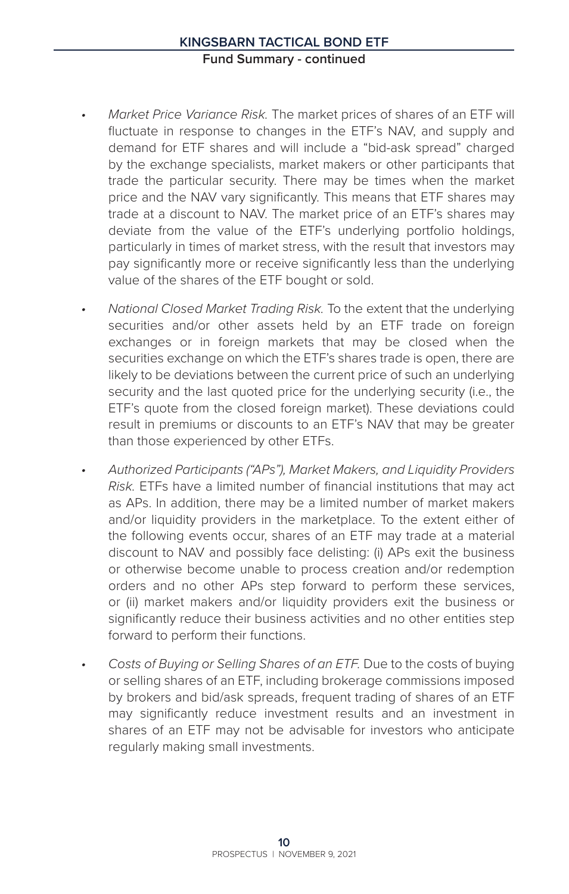- *Market Price Variance Risk.* The market prices of shares of an ETF will fluctuate in response to changes in the ETF's NAV, and supply and demand for ETF shares and will include a "bid-ask spread" charged by the exchange specialists, market makers or other participants that trade the particular security. There may be times when the market price and the NAV vary significantly. This means that ETF shares may trade at a discount to NAV. The market price of an ETF's shares may deviate from the value of the ETF's underlying portfolio holdings, particularly in times of market stress, with the result that investors may pay significantly more or receive significantly less than the underlying value of the shares of the ETF bought or sold.

- *National Closed Market Trading Risk.* To the extent that the underlying securities and/or other assets held by an ETF trade on foreign exchanges or in foreign markets that may be closed when the securities exchange on which the ETF's shares trade is open, there are likely to be deviations between the current price of such an underlying security and the last quoted price for the underlying security (i.e., the ETF's quote from the closed foreign market). These deviations could result in premiums or discounts to an ETF's NAV that may be greater than those experienced by other ETFs.

- *Authorized Participants ("APs"), Market Makers, and Liquidity Providers Risk.* ETFs have a limited number of financial institutions that may act as APs. In addition, there may be a limited number of market makers and/or liquidity providers in the marketplace. To the extent either of the following events occur, shares of an ETF may trade at a material discount to NAV and possibly face delisting: (i) APs exit the business or otherwise become unable to process creation and/or redemption orders and no other APs step forward to perform these services, or (ii) market makers and/or liquidity providers exit the business or significantly reduce their business activities and no other entities step forward to perform their functions.

- *Costs of Buying or Selling Shares of an ETF.* Due to the costs of buying or selling shares of an ETF, including brokerage commissions imposed by brokers and bid/ask spreads, frequent trading of shares of an ETF may significantly reduce investment results and an investment in shares of an ETF may not be advisable for investors who anticipate regularly making small investments.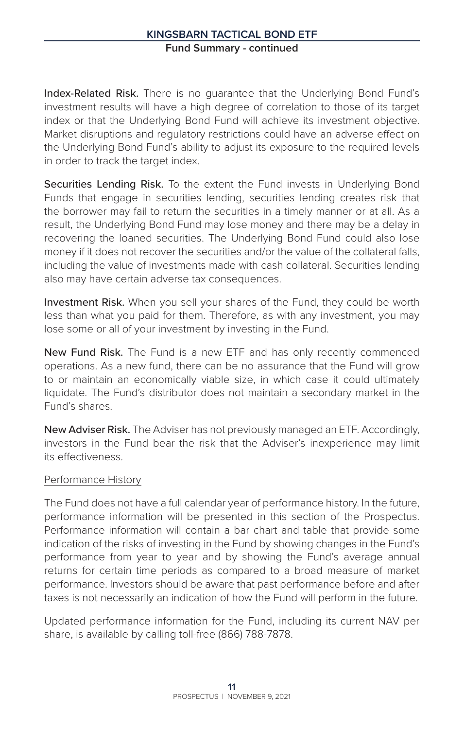**Index-Related Risk.** There is no guarantee that the Underlying Bond Fund's investment results will have a high degree of correlation to those of its target index or that the Underlying Bond Fund will achieve its investment objective. Market disruptions and regulatory restrictions could have an adverse effect on the Underlying Bond Fund's ability to adjust its exposure to the required levels in order to track the target index.

**Securities Lending Risk.** To the extent the Fund invests in Underlying Bond Funds that engage in securities lending, securities lending creates risk that the borrower may fail to return the securities in a timely manner or at all. As a result, the Underlying Bond Fund may lose money and there may be a delay in recovering the loaned securities. The Underlying Bond Fund could also lose money if it does not recover the securities and/or the value of the collateral falls, including the value of investments made with cash collateral. Securities lending also may have certain adverse tax consequences.

**Investment Risk.** When you sell your shares of the Fund, they could be worth less than what you paid for them. Therefore, as with any investment, you may lose some or all of your investment by investing in the Fund.

**New Fund Risk.** The Fund is a new ETF and has only recently commenced operations. As a new fund, there can be no assurance that the Fund will grow to or maintain an economically viable size, in which case it could ultimately liquidate. The Fund's distributor does not maintain a secondary market in the Fund's shares.

**New Adviser Risk.** The Adviser has not previously managed an ETF. Accordingly, investors in the Fund bear the risk that the Adviser's inexperience may limit its effectiveness.

Performance History

The Fund does not have a full calendar year of performance history. In the future, performance information will be presented in this section of the Prospectus. Performance information will contain a bar chart and table that provide some indication of the risks of investing in the Fund by showing changes in the Fund's performance from year to year and by showing the Fund's average annual returns for certain time periods as compared to a broad measure of market performance. Investors should be aware that past performance before and after taxes is not necessarily an indication of how the Fund will perform in the future.

Updated performance information for the Fund, including its current NAV per share, is available by calling toll-free (866) 788-7878.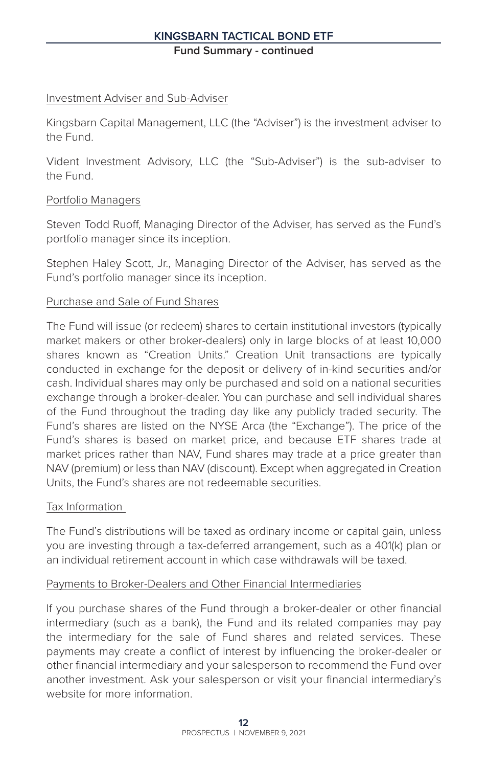### Investment Adviser and Sub-Adviser

Kingsbarn Capital Management, LLC (the "Adviser") is the investment adviser to the Fund.

Vident Investment Advisory, LLC (the "Sub-Adviser") is the sub-adviser to the Fund.

### Portfolio Managers

Steven Todd Ruoff, Managing Director of the Adviser, has served as the Fund's portfolio manager since its inception.

Stephen Haley Scott, Jr., Managing Director of the Adviser, has served as the Fund's portfolio manager since its inception.

### Purchase and Sale of Fund Shares

The Fund will issue (or redeem) shares to certain institutional investors (typically market makers or other broker-dealers) only in large blocks of at least 10,000 shares known as "Creation Units." Creation Unit transactions are typically conducted in exchange for the deposit or delivery of in-kind securities and/or cash. Individual shares may only be purchased and sold on a national securities exchange through a broker-dealer. You can purchase and sell individual shares of the Fund throughout the trading day like any publicly traded security. The Fund's shares are listed on the NYSE Arca (the "Exchange"). The price of the Fund's shares is based on market price, and because ETF shares trade at market prices rather than NAV, Fund shares may trade at a price greater than NAV (premium) or less than NAV (discount). Except when aggregated in Creation Units, the Fund's shares are not redeemable securities.

### Tax Information

The Fund's distributions will be taxed as ordinary income or capital gain, unless you are investing through a tax-deferred arrangement, such as a 401(k) plan or an individual retirement account in which case withdrawals will be taxed.

### Payments to Broker-Dealers and Other Financial Intermediaries

If you purchase shares of the Fund through a broker-dealer or other financial intermediary (such as a bank), the Fund and its related companies may pay the intermediary for the sale of Fund shares and related services. These payments may create a conflict of interest by influencing the broker-dealer or other financial intermediary and your salesperson to recommend the Fund over another investment. Ask your salesperson or visit your financial intermediary's website for more information.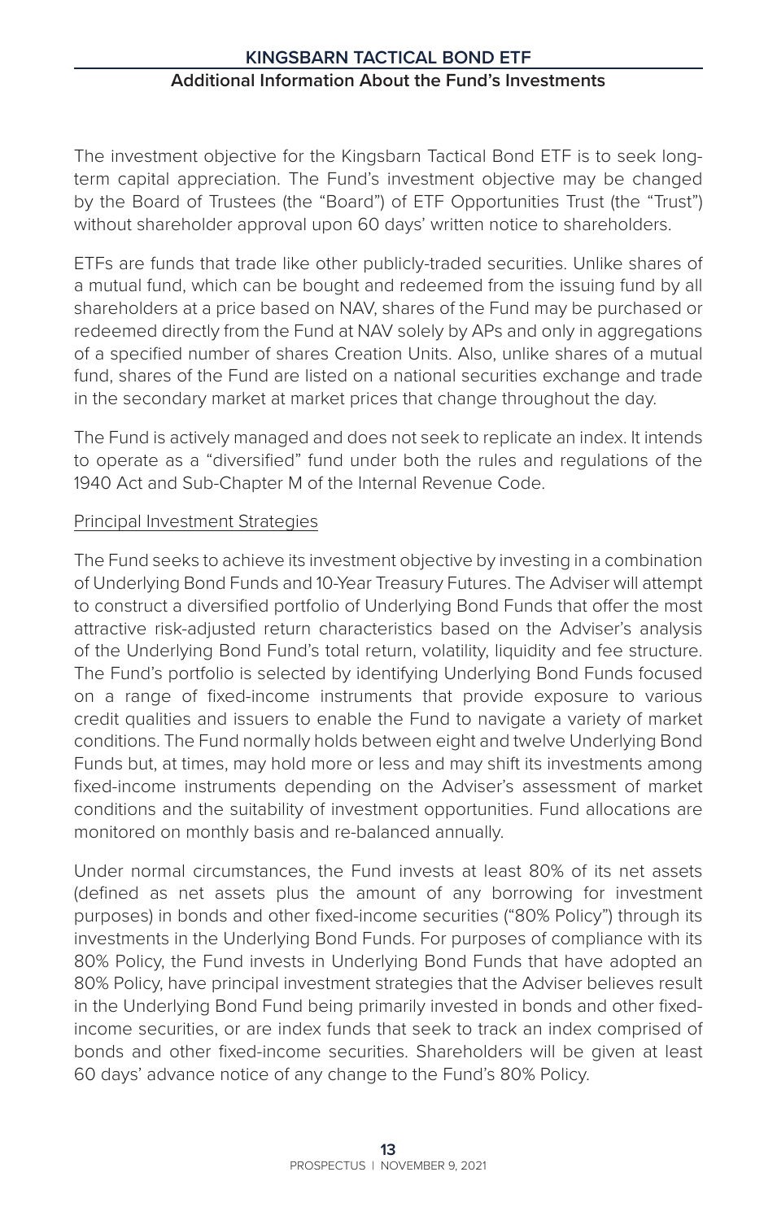## Additional Information About the Fund's Investments

The investment objective for the Kingsbarn Tactical Bond ETF is to seek long-term capital appreciation. The Fund's investment objective may be changed by the Board of Trustees (the "Board") of ETF Opportunities Trust (the "Trust") without shareholder approval upon 60 days' written notice to shareholders.

ETFs are funds that trade like other publicly-traded securities. Unlike shares of a mutual fund, which can be bought and redeemed from the issuing fund by all shareholders at a price based on NAV, shares of the Fund may be purchased or redeemed directly from the Fund at NAV solely by APs and only in aggregations of a specified number of shares Creation Units. Also, unlike shares of a mutual fund, shares of the Fund are listed on a national securities exchange and trade in the secondary market at market prices that change throughout the day.

The Fund is actively managed and does not seek to replicate an index. It intends to operate as a "diversified" fund under both the rules and regulations of the 1940 Act and Sub-Chapter M of the Internal Revenue Code.

### Principal Investment Strategies

The Fund seeks to achieve its investment objective by investing in a combination of Underlying Bond Funds and 10-Year Treasury Futures. The Adviser will attempt to construct a diversified portfolio of Underlying Bond Funds that offer the most attractive risk-adjusted return characteristics based on the Adviser's analysis of the Underlying Bond Fund's total return, volatility, liquidity and fee structure. The Fund's portfolio is selected by identifying Underlying Bond Funds focused on a range of fixed-income instruments that provide exposure to various credit qualities and issuers to enable the Fund to navigate a variety of market conditions. The Fund normally holds between eight and twelve Underlying Bond Funds but, at times, may hold more or less and may shift its investments among fixed-income instruments depending on the Adviser's assessment of market conditions and the suitability of investment opportunities. Fund allocations are monitored on monthly basis and re-balanced annually.

Under normal circumstances, the Fund invests at least 80% of its net assets (defined as net assets plus the amount of any borrowing for investment purposes) in bonds and other fixed-income securities ("80% Policy") through its investments in the Underlying Bond Funds. For purposes of compliance with its 80% Policy, the Fund invests in Underlying Bond Funds that have adopted an 80% Policy, have principal investment strategies that the Adviser believes result in the Underlying Bond Fund being primarily invested in bonds and other fixed-income securities, or are index funds that seek to track an index comprised of bonds and other fixed-income securities. Shareholders will be given at least 60 days' advance notice of any change to the Fund's 80% Policy.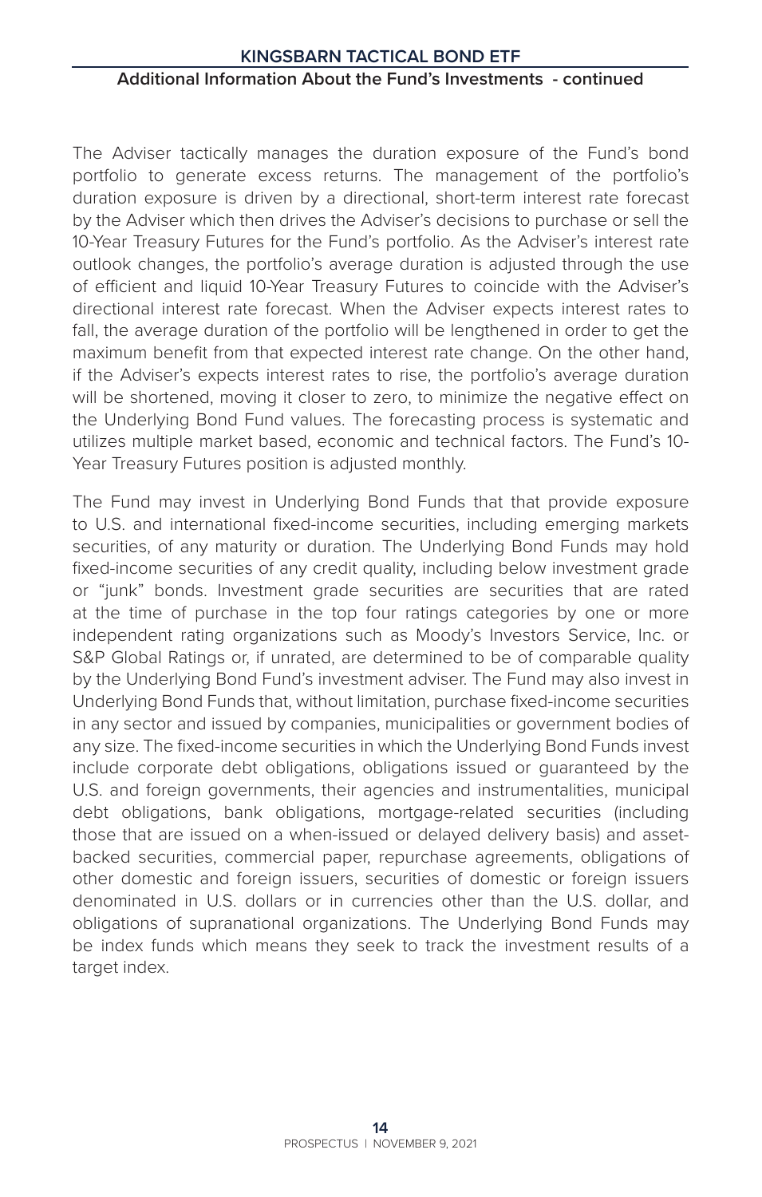The Adviser tactically manages the duration exposure of the Fund's bond portfolio to generate excess returns. The management of the portfolio's duration exposure is driven by a directional, short-term interest rate forecast by the Adviser which then drives the Adviser's decisions to purchase or sell the 10-Year Treasury Futures for the Fund's portfolio. As the Adviser's interest rate outlook changes, the portfolio's average duration is adjusted through the use of efficient and liquid 10-Year Treasury Futures to coincide with the Adviser's directional interest rate forecast. When the Adviser expects interest rates to fall, the average duration of the portfolio will be lengthened in order to get the maximum benefit from that expected interest rate change. On the other hand, if the Adviser's expects interest rates to rise, the portfolio's average duration will be shortened, moving it closer to zero, to minimize the negative effect on the Underlying Bond Fund values. The forecasting process is systematic and utilizes multiple market based, economic and technical factors. The Fund's 10-Year Treasury Futures position is adjusted monthly.

The Fund may invest in Underlying Bond Funds that that provide exposure to U.S. and international fixed-income securities, including emerging markets securities, of any maturity or duration. The Underlying Bond Funds may hold fixed-income securities of any credit quality, including below investment grade or "junk" bonds. Investment grade securities are securities that are rated at the time of purchase in the top four ratings categories by one or more independent rating organizations such as Moody's Investors Service, Inc. or S&P Global Ratings or, if unrated, are determined to be of comparable quality by the Underlying Bond Fund's investment adviser. The Fund may also invest in Underlying Bond Funds that, without limitation, purchase fixed-income securities in any sector and issued by companies, municipalities or government bodies of any size. The fixed-income securities in which the Underlying Bond Funds invest include corporate debt obligations, obligations issued or guaranteed by the U.S. and foreign governments, their agencies and instrumentalities, municipal debt obligations, bank obligations, mortgage-related securities (including those that are issued on a when-issued or delayed delivery basis) and asset-backed securities, commercial paper, repurchase agreements, obligations of other domestic and foreign issuers, securities of domestic or foreign issuers denominated in U.S. dollars or in currencies other than the U.S. dollar, and obligations of supranational organizations. The Underlying Bond Funds may be index funds which means they seek to track the investment results of a target index.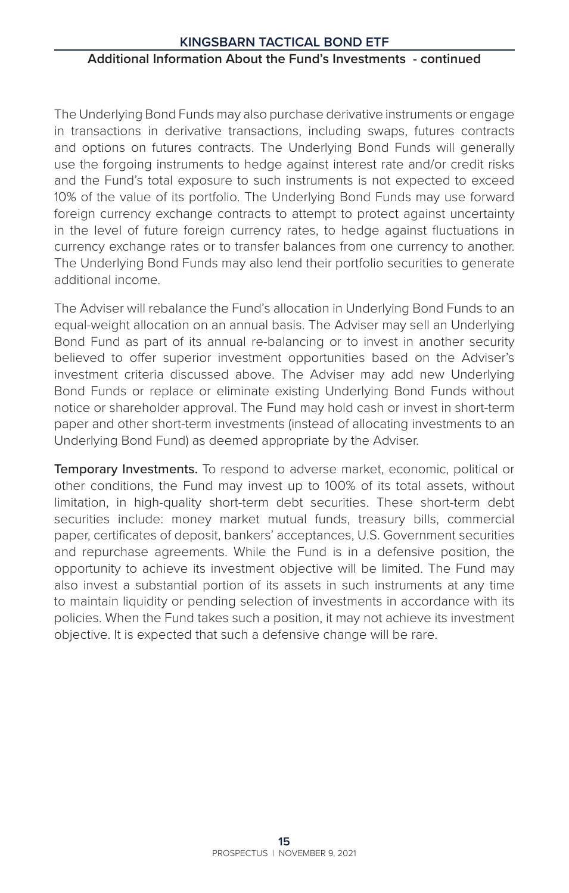The Underlying Bond Funds may also purchase derivative instruments or engage in transactions in derivative transactions, including swaps, futures contracts and options on futures contracts. The Underlying Bond Funds will generally use the forgoing instruments to hedge against interest rate and/or credit risks and the Fund's total exposure to such instruments is not expected to exceed 10% of the value of its portfolio. The Underlying Bond Funds may use forward foreign currency exchange contracts to attempt to protect against uncertainty in the level of future foreign currency rates, to hedge against fluctuations in currency exchange rates or to transfer balances from one currency to another. The Underlying Bond Funds may also lend their portfolio securities to generate additional income.

The Adviser will rebalance the Fund's allocation in Underlying Bond Funds to an equal-weight allocation on an annual basis. The Adviser may sell an Underlying Bond Fund as part of its annual re-balancing or to invest in another security believed to offer superior investment opportunities based on the Adviser's investment criteria discussed above. The Adviser may add new Underlying Bond Funds or replace or eliminate existing Underlying Bond Funds without notice or shareholder approval. The Fund may hold cash or invest in short-term paper and other short-term investments (instead of allocating investments to an Underlying Bond Fund) as deemed appropriate by the Adviser.

**Temporary Investments.** To respond to adverse market, economic, political or other conditions, the Fund may invest up to 100% of its total assets, without limitation, in high-quality short-term debt securities. These short-term debt securities include: money market mutual funds, treasury bills, commercial paper, certificates of deposit, bankers' acceptances, U.S. Government securities and repurchase agreements. While the Fund is in a defensive position, the opportunity to achieve its investment objective will be limited. The Fund may also invest a substantial portion of its assets in such instruments at any time to maintain liquidity or pending selection of investments in accordance with its policies. When the Fund takes such a position, it may not achieve its investment objective. It is expected that such a defensive change will be rare.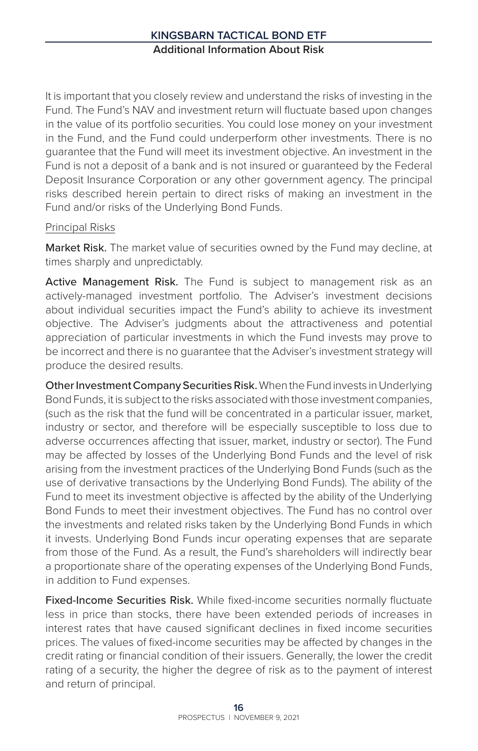## Additional Information About Risk

It is important that you closely review and understand the risks of investing in the Fund. The Fund's NAV and investment return will fluctuate based upon changes in the value of its portfolio securities. You could lose money on your investment in the Fund, and the Fund could underperform other investments. There is no guarantee that the Fund will meet its investment objective. An investment in the Fund is not a deposit of a bank and is not insured or guaranteed by the Federal Deposit Insurance Corporation or any other government agency. The principal risks described herein pertain to direct risks of making an investment in the Fund and/or risks of the Underlying Bond Funds.

### Principal Risks

**Market Risk.** The market value of securities owned by the Fund may decline, at times sharply and unpredictably.

**Active Management Risk.** The Fund is subject to management risk as an actively-managed investment portfolio. The Adviser's investment decisions about individual securities impact the Fund's ability to achieve its investment objective. The Adviser's judgments about the attractiveness and potential appreciation of particular investments in which the Fund invests may prove to be incorrect and there is no guarantee that the Adviser's investment strategy will produce the desired results.

**Other Investment Company Securities Risk.** When the Fund invests in Underlying Bond Funds, it is subject to the risks associated with those investment companies, (such as the risk that the fund will be concentrated in a particular issuer, market, industry or sector, and therefore will be especially susceptible to loss due to adverse occurrences affecting that issuer, market, industry or sector). The Fund may be affected by losses of the Underlying Bond Funds and the level of risk arising from the investment practices of the Underlying Bond Funds (such as the use of derivative transactions by the Underlying Bond Funds). The ability of the Fund to meet its investment objective is affected by the ability of the Underlying Bond Funds to meet their investment objectives. The Fund has no control over the investments and related risks taken by the Underlying Bond Funds in which it invests. Underlying Bond Funds incur operating expenses that are separate from those of the Fund. As a result, the Fund's shareholders will indirectly bear a proportionate share of the operating expenses of the Underlying Bond Funds, in addition to Fund expenses.

**Fixed-Income Securities Risk.** While fixed-income securities normally fluctuate less in price than stocks, there have been extended periods of increases in interest rates that have caused significant declines in fixed income securities prices. The values of fixed-income securities may be affected by changes in the credit rating or financial condition of their issuers. Generally, the lower the credit rating of a security, the higher the degree of risk as to the payment of interest and return of principal.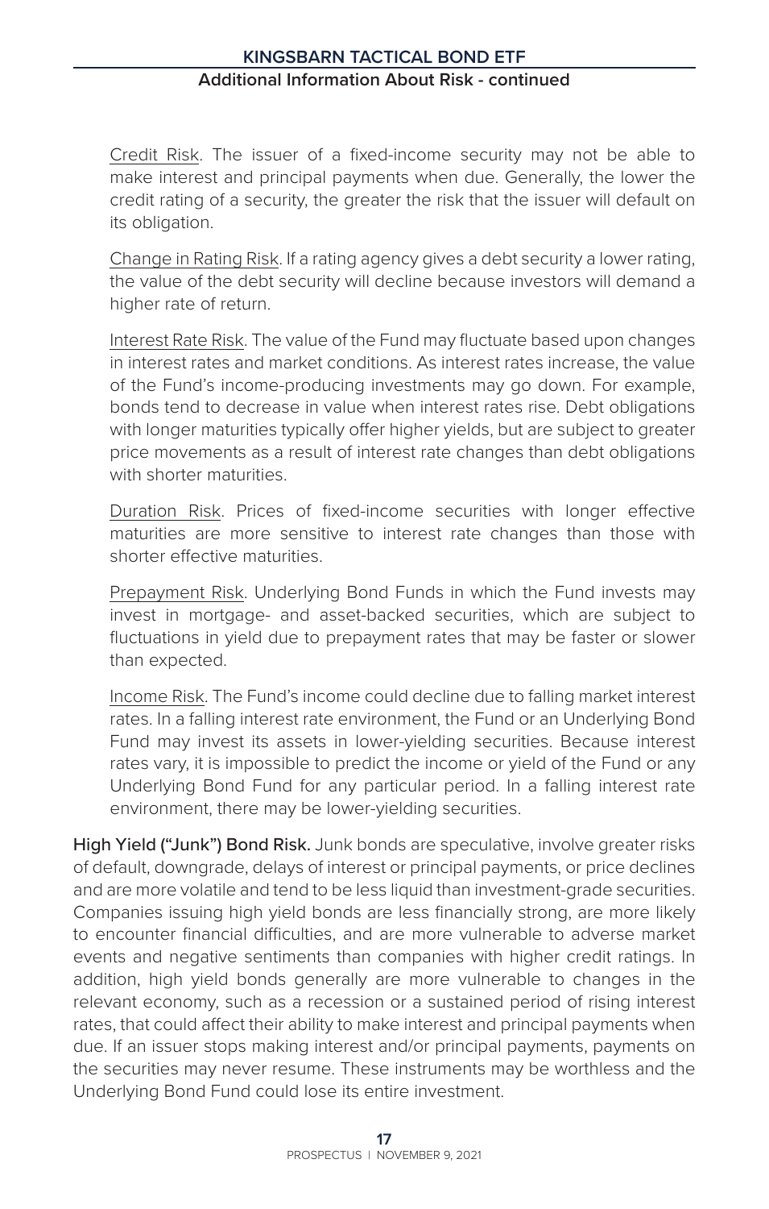Credit Risk. The issuer of a fixed-income security may not be able to make interest and principal payments when due. Generally, the lower the credit rating of a security, the greater the risk that the issuer will default on its obligation.

Change in Rating Risk. If a rating agency gives a debt security a lower rating, the value of the debt security will decline because investors will demand a higher rate of return.

Interest Rate Risk. The value of the Fund may fluctuate based upon changes in interest rates and market conditions. As interest rates increase, the value of the Fund's income-producing investments may go down. For example, bonds tend to decrease in value when interest rates rise. Debt obligations with longer maturities typically offer higher yields, but are subject to greater price movements as a result of interest rate changes than debt obligations with shorter maturities.

Duration Risk. Prices of fixed-income securities with longer effective maturities are more sensitive to interest rate changes than those with shorter effective maturities.

Prepayment Risk. Underlying Bond Funds in which the Fund invests may invest in mortgage- and asset-backed securities, which are subject to fluctuations in yield due to prepayment rates that may be faster or slower than expected.

Income Risk. The Fund's income could decline due to falling market interest rates. In a falling interest rate environment, the Fund or an Underlying Bond Fund may invest its assets in lower-yielding securities. Because interest rates vary, it is impossible to predict the income or yield of the Fund or any Underlying Bond Fund for any particular period. In a falling interest rate environment, there may be lower-yielding securities.

**High Yield ("Junk") Bond Risk.** Junk bonds are speculative, involve greater risks of default, downgrade, delays of interest or principal payments, or price declines and are more volatile and tend to be less liquid than investment-grade securities. Companies issuing high yield bonds are less financially strong, are more likely to encounter financial difficulties, and are more vulnerable to adverse market events and negative sentiments than companies with higher credit ratings. In addition, high yield bonds generally are more vulnerable to changes in the relevant economy, such as a recession or a sustained period of rising interest rates, that could affect their ability to make interest and principal payments when due. If an issuer stops making interest and/or principal payments, payments on the securities may never resume. These instruments may be worthless and the Underlying Bond Fund could lose its entire investment.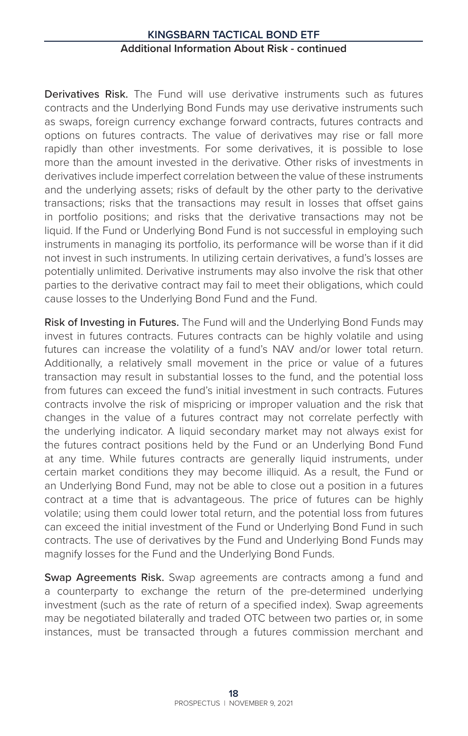**Derivatives Risk.** The Fund will use derivative instruments such as futures contracts and the Underlying Bond Funds may use derivative instruments such as swaps, foreign currency exchange forward contracts, futures contracts and options on futures contracts. The value of derivatives may rise or fall more rapidly than other investments. For some derivatives, it is possible to lose more than the amount invested in the derivative. Other risks of investments in derivatives include imperfect correlation between the value of these instruments and the underlying assets; risks of default by the other party to the derivative transactions; risks that the transactions may result in losses that offset gains in portfolio positions; and risks that the derivative transactions may not be liquid. If the Fund or Underlying Bond Fund is not successful in employing such instruments in managing its portfolio, its performance will be worse than if it did not invest in such instruments. In utilizing certain derivatives, a fund's losses are potentially unlimited. Derivative instruments may also involve the risk that other parties to the derivative contract may fail to meet their obligations, which could cause losses to the Underlying Bond Fund and the Fund.

**Risk of Investing in Futures.** The Fund will and the Underlying Bond Funds may invest in futures contracts. Futures contracts can be highly volatile and using futures can increase the volatility of a fund's NAV and/or lower total return. Additionally, a relatively small movement in the price or value of a futures transaction may result in substantial losses to the fund, and the potential loss from futures can exceed the fund's initial investment in such contracts. Futures contracts involve the risk of mispricing or improper valuation and the risk that changes in the value of a futures contract may not correlate perfectly with the underlying indicator. A liquid secondary market may not always exist for the futures contract positions held by the Fund or an Underlying Bond Fund at any time. While futures contracts are generally liquid instruments, under certain market conditions they may become illiquid. As a result, the Fund or an Underlying Bond Fund, may not be able to close out a position in a futures contract at a time that is advantageous. The price of futures can be highly volatile; using them could lower total return, and the potential loss from futures can exceed the initial investment of the Fund or Underlying Bond Fund in such contracts. The use of derivatives by the Fund and Underlying Bond Funds may magnify losses for the Fund and the Underlying Bond Funds.

**Swap Agreements Risk.** Swap agreements are contracts among a fund and a counterparty to exchange the return of the pre-determined underlying investment (such as the rate of return of a specified index). Swap agreements may be negotiated bilaterally and traded OTC between two parties or, in some instances, must be transacted through a futures commission merchant and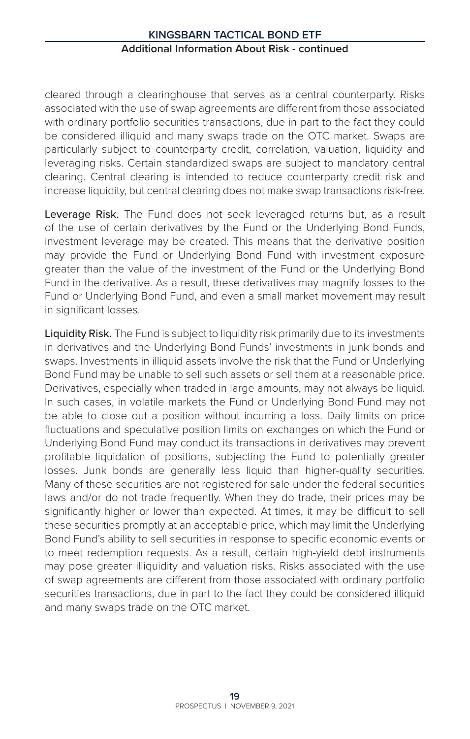cleared through a clearinghouse that serves as a central counterparty. Risks associated with the use of swap agreements are different from those associated with ordinary portfolio securities transactions, due in part to the fact they could be considered illiquid and many swaps trade on the OTC market. Swaps are particularly subject to counterparty credit, correlation, valuation, liquidity and leveraging risks. Certain standardized swaps are subject to mandatory central clearing. Central clearing is intended to reduce counterparty credit risk and increase liquidity, but central clearing does not make swap transactions risk-free.

**Leverage Risk.** The Fund does not seek leveraged returns but, as a result of the use of certain derivatives by the Fund or the Underlying Bond Funds, investment leverage may be created. This means that the derivative position may provide the Fund or Underlying Bond Fund with investment exposure greater than the value of the investment of the Fund or the Underlying Bond Fund in the derivative. As a result, these derivatives may magnify losses to the Fund or Underlying Bond Fund, and even a small market movement may result in significant losses.

**Liquidity Risk.** The Fund is subject to liquidity risk primarily due to its investments in derivatives and the Underlying Bond Funds' investments in junk bonds and swaps. Investments in illiquid assets involve the risk that the Fund or Underlying Bond Fund may be unable to sell such assets or sell them at a reasonable price. Derivatives, especially when traded in large amounts, may not always be liquid. In such cases, in volatile markets the Fund or Underlying Bond Fund may not be able to close out a position without incurring a loss. Daily limits on price fluctuations and speculative position limits on exchanges on which the Fund or Underlying Bond Fund may conduct its transactions in derivatives may prevent profitable liquidation of positions, subjecting the Fund to potentially greater losses. Junk bonds are generally less liquid than higher-quality securities. Many of these securities are not registered for sale under the federal securities laws and/or do not trade frequently. When they do trade, their prices may be significantly higher or lower than expected. At times, it may be difficult to sell these securities promptly at an acceptable price, which may limit the Underlying Bond Fund's ability to sell securities in response to specific economic events or to meet redemption requests. As a result, certain high-yield debt instruments may pose greater illiquidity and valuation risks. Risks associated with the use of swap agreements are different from those associated with ordinary portfolio securities transactions, due in part to the fact they could be considered illiquid and many swaps trade on the OTC market.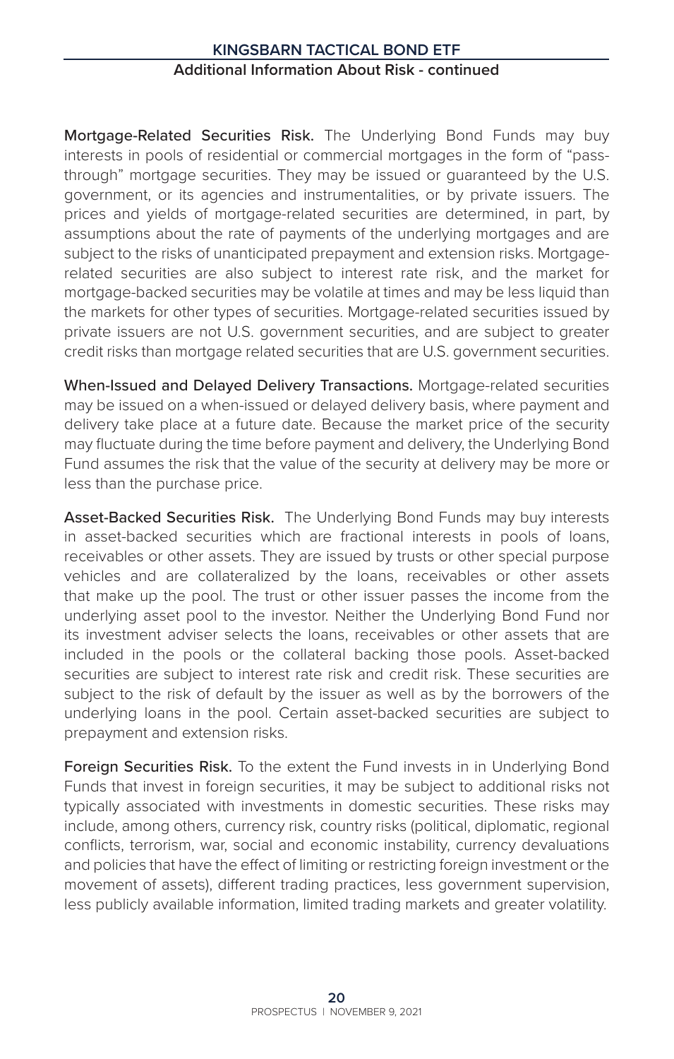**Mortgage-Related Securities Risk.** The Underlying Bond Funds may buy interests in pools of residential or commercial mortgages in the form of "pass-through" mortgage securities. They may be issued or guaranteed by the U.S. government, or its agencies and instrumentalities, or by private issuers. The prices and yields of mortgage-related securities are determined, in part, by assumptions about the rate of payments of the underlying mortgages and are subject to the risks of unanticipated prepayment and extension risks. Mortgage-related securities are also subject to interest rate risk, and the market for mortgage-backed securities may be volatile at times and may be less liquid than the markets for other types of securities. Mortgage-related securities issued by private issuers are not U.S. government securities, and are subject to greater credit risks than mortgage related securities that are U.S. government securities.

**When-Issued and Delayed Delivery Transactions.** Mortgage-related securities may be issued on a when-issued or delayed delivery basis, where payment and delivery take place at a future date. Because the market price of the security may fluctuate during the time before payment and delivery, the Underlying Bond Fund assumes the risk that the value of the security at delivery may be more or less than the purchase price.

**Asset-Backed Securities Risk.** The Underlying Bond Funds may buy interests in asset-backed securities which are fractional interests in pools of loans, receivables or other assets. They are issued by trusts or other special purpose vehicles and are collateralized by the loans, receivables or other assets that make up the pool. The trust or other issuer passes the income from the underlying asset pool to the investor. Neither the Underlying Bond Fund nor its investment adviser selects the loans, receivables or other assets that are included in the pools or the collateral backing those pools. Asset-backed securities are subject to interest rate risk and credit risk. These securities are subject to the risk of default by the issuer as well as by the borrowers of the underlying loans in the pool. Certain asset-backed securities are subject to prepayment and extension risks.

**Foreign Securities Risk.** To the extent the Fund invests in in Underlying Bond Funds that invest in foreign securities, it may be subject to additional risks not typically associated with investments in domestic securities. These risks may include, among others, currency risk, country risks (political, diplomatic, regional conflicts, terrorism, war, social and economic instability, currency devaluations and policies that have the effect of limiting or restricting foreign investment or the movement of assets), different trading practices, less government supervision, less publicly available information, limited trading markets and greater volatility.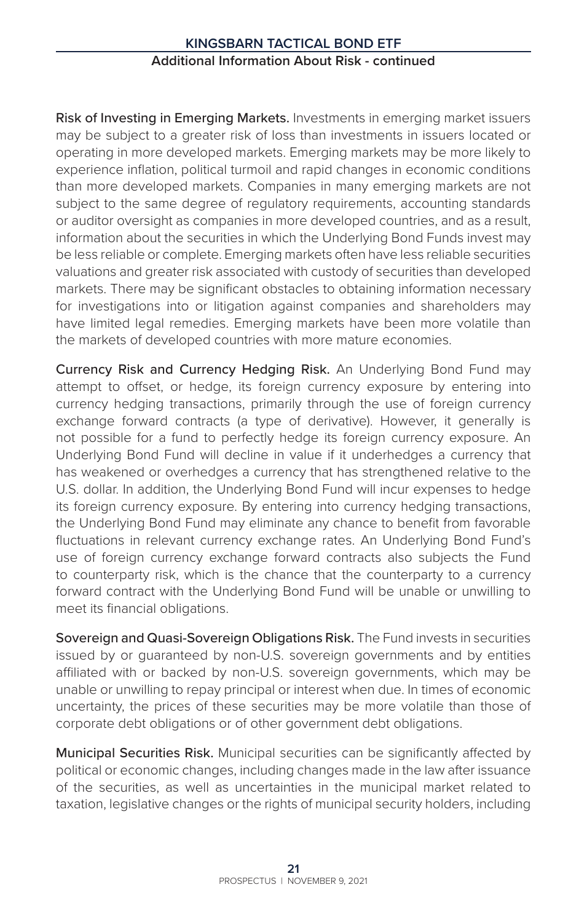**Risk of Investing in Emerging Markets.** Investments in emerging market issuers may be subject to a greater risk of loss than investments in issuers located or operating in more developed markets. Emerging markets may be more likely to experience inflation, political turmoil and rapid changes in economic conditions than more developed markets. Companies in many emerging markets are not subject to the same degree of regulatory requirements, accounting standards or auditor oversight as companies in more developed countries, and as a result, information about the securities in which the Underlying Bond Funds invest may be less reliable or complete. Emerging markets often have less reliable securities valuations and greater risk associated with custody of securities than developed markets. There may be significant obstacles to obtaining information necessary for investigations into or litigation against companies and shareholders may have limited legal remedies. Emerging markets have been more volatile than the markets of developed countries with more mature economies.

**Currency Risk and Currency Hedging Risk.** An Underlying Bond Fund may attempt to offset, or hedge, its foreign currency exposure by entering into currency hedging transactions, primarily through the use of foreign currency exchange forward contracts (a type of derivative). However, it generally is not possible for a fund to perfectly hedge its foreign currency exposure. An Underlying Bond Fund will decline in value if it underhedges a currency that has weakened or overhedges a currency that has strengthened relative to the U.S. dollar. In addition, the Underlying Bond Fund will incur expenses to hedge its foreign currency exposure. By entering into currency hedging transactions, the Underlying Bond Fund may eliminate any chance to benefit from favorable fluctuations in relevant currency exchange rates. An Underlying Bond Fund's use of foreign currency exchange forward contracts also subjects the Fund to counterparty risk, which is the chance that the counterparty to a currency forward contract with the Underlying Bond Fund will be unable or unwilling to meet its financial obligations.

**Sovereign and Quasi-Sovereign Obligations Risk.** The Fund invests in securities issued by or guaranteed by non-U.S. sovereign governments and by entities affiliated with or backed by non-U.S. sovereign governments, which may be unable or unwilling to repay principal or interest when due. In times of economic uncertainty, the prices of these securities may be more volatile than those of corporate debt obligations or of other government debt obligations.

**Municipal Securities Risk.** Municipal securities can be significantly affected by political or economic changes, including changes made in the law after issuance of the securities, as well as uncertainties in the municipal market related to taxation, legislative changes or the rights of municipal security holders, including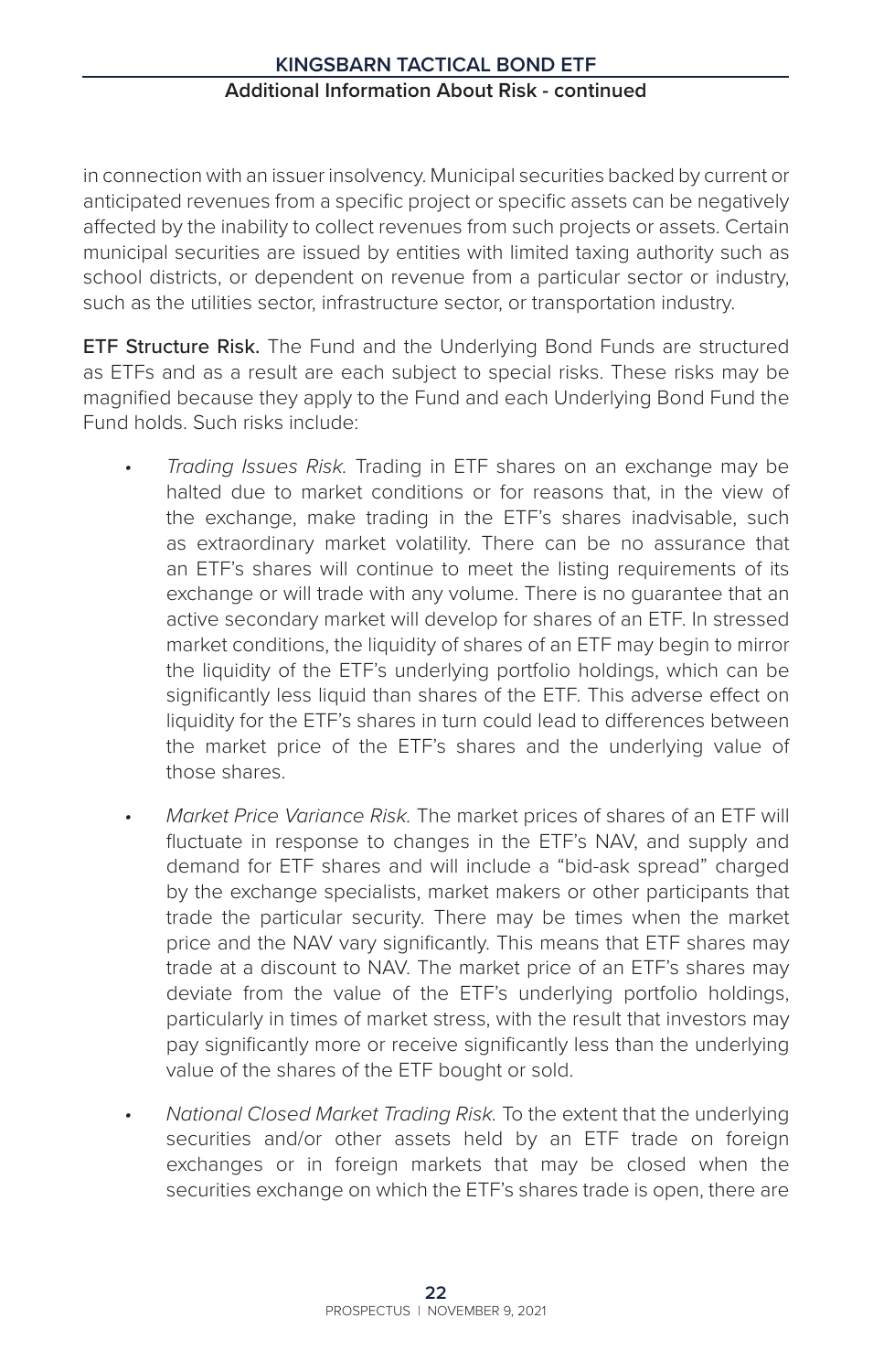in connection with an issuer insolvency. Municipal securities backed by current or anticipated revenues from a specific project or specific assets can be negatively affected by the inability to collect revenues from such projects or assets. Certain municipal securities are issued by entities with limited taxing authority such as school districts, or dependent on revenue from a particular sector or industry, such as the utilities sector, infrastructure sector, or transportation industry.

**ETF Structure Risk.** The Fund and the Underlying Bond Funds are structured as ETFs and as a result are each subject to special risks. These risks may be magnified because they apply to the Fund and each Underlying Bond Fund the Fund holds. Such risks include:

- *Trading Issues Risk.* Trading in ETF shares on an exchange may be halted due to market conditions or for reasons that, in the view of the exchange, make trading in the ETF's shares inadvisable, such as extraordinary market volatility. There can be no assurance that an ETF's shares will continue to meet the listing requirements of its exchange or will trade with any volume. There is no guarantee that an active secondary market will develop for shares of an ETF. In stressed market conditions, the liquidity of shares of an ETF may begin to mirror the liquidity of the ETF's underlying portfolio holdings, which can be significantly less liquid than shares of the ETF. This adverse effect on liquidity for the ETF's shares in turn could lead to differences between the market price of the ETF's shares and the underlying value of those shares.

- *Market Price Variance Risk.* The market prices of shares of an ETF will fluctuate in response to changes in the ETF's NAV, and supply and demand for ETF shares and will include a "bid-ask spread" charged by the exchange specialists, market makers or other participants that trade the particular security. There may be times when the market price and the NAV vary significantly. This means that ETF shares may trade at a discount to NAV. The market price of an ETF's shares may deviate from the value of the ETF's underlying portfolio holdings, particularly in times of market stress, with the result that investors may pay significantly more or receive significantly less than the underlying value of the shares of the ETF bought or sold.

- *National Closed Market Trading Risk.* To the extent that the underlying securities and/or other assets held by an ETF trade on foreign exchanges or in foreign markets that may be closed when the securities exchange on which the ETF's shares trade is open, there are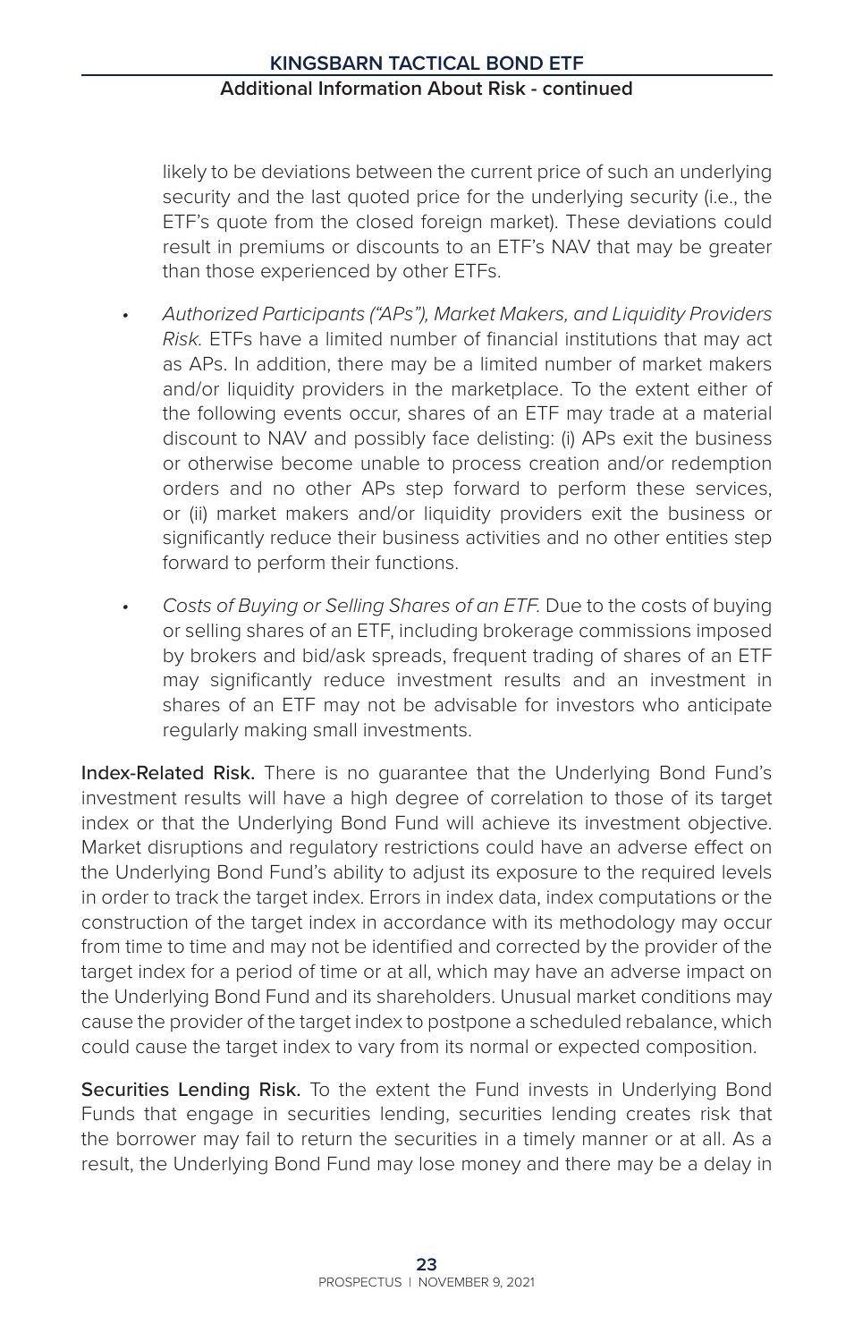likely to be deviations between the current price of such an underlying security and the last quoted price for the underlying security (i.e., the ETF's quote from the closed foreign market). These deviations could result in premiums or discounts to an ETF's NAV that may be greater than those experienced by other ETFs.

- *Authorized Participants ("APs"), Market Makers, and Liquidity Providers Risk.* ETFs have a limited number of financial institutions that may act as APs. In addition, there may be a limited number of market makers and/or liquidity providers in the marketplace. To the extent either of the following events occur, shares of an ETF may trade at a material discount to NAV and possibly face delisting: (i) APs exit the business or otherwise become unable to process creation and/or redemption orders and no other APs step forward to perform these services, or (ii) market makers and/or liquidity providers exit the business or significantly reduce their business activities and no other entities step forward to perform their functions.

- *Costs of Buying or Selling Shares of an ETF.* Due to the costs of buying or selling shares of an ETF, including brokerage commissions imposed by brokers and bid/ask spreads, frequent trading of shares of an ETF may significantly reduce investment results and an investment in shares of an ETF may not be advisable for investors who anticipate regularly making small investments.

**Index-Related Risk.** There is no guarantee that the Underlying Bond Fund's investment results will have a high degree of correlation to those of its target index or that the Underlying Bond Fund will achieve its investment objective. Market disruptions and regulatory restrictions could have an adverse effect on the Underlying Bond Fund's ability to adjust its exposure to the required levels in order to track the target index. Errors in index data, index computations or the construction of the target index in accordance with its methodology may occur from time to time and may not be identified and corrected by the provider of the target index for a period of time or at all, which may have an adverse impact on the Underlying Bond Fund and its shareholders. Unusual market conditions may cause the provider of the target index to postpone a scheduled rebalance, which could cause the target index to vary from its normal or expected composition.

**Securities Lending Risk.** To the extent the Fund invests in Underlying Bond Funds that engage in securities lending, securities lending creates risk that the borrower may fail to return the securities in a timely manner or at all. As a result, the Underlying Bond Fund may lose money and there may be a delay in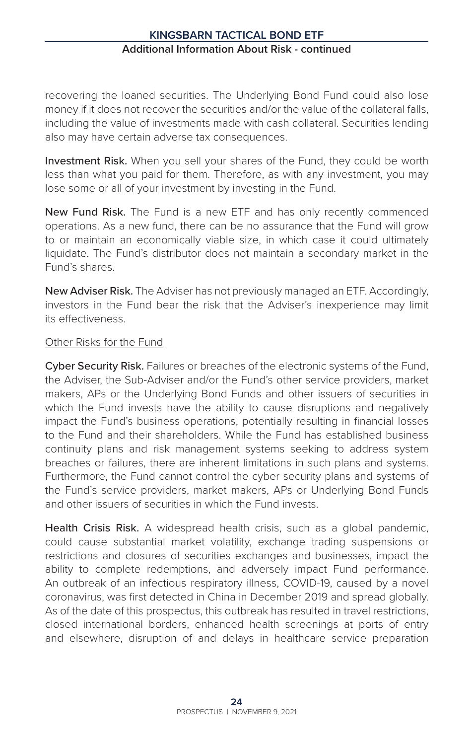recovering the loaned securities. The Underlying Bond Fund could also lose money if it does not recover the securities and/or the value of the collateral falls, including the value of investments made with cash collateral. Securities lending also may have certain adverse tax consequences.

**Investment Risk.** When you sell your shares of the Fund, they could be worth less than what you paid for them. Therefore, as with any investment, you may lose some or all of your investment by investing in the Fund.

**New Fund Risk.** The Fund is a new ETF and has only recently commenced operations. As a new fund, there can be no assurance that the Fund will grow to or maintain an economically viable size, in which case it could ultimately liquidate. The Fund's distributor does not maintain a secondary market in the Fund's shares.

**New Adviser Risk.** The Adviser has not previously managed an ETF. Accordingly, investors in the Fund bear the risk that the Adviser's inexperience may limit its effectiveness.

Other Risks for the Fund

**Cyber Security Risk.** Failures or breaches of the electronic systems of the Fund, the Adviser, the Sub-Adviser and/or the Fund's other service providers, market makers, APs or the Underlying Bond Funds and other issuers of securities in which the Fund invests have the ability to cause disruptions and negatively impact the Fund's business operations, potentially resulting in financial losses to the Fund and their shareholders. While the Fund has established business continuity plans and risk management systems seeking to address system breaches or failures, there are inherent limitations in such plans and systems. Furthermore, the Fund cannot control the cyber security plans and systems of the Fund's service providers, market makers, APs or Underlying Bond Funds and other issuers of securities in which the Fund invests.

**Health Crisis Risk.** A widespread health crisis, such as a global pandemic, could cause substantial market volatility, exchange trading suspensions or restrictions and closures of securities exchanges and businesses, impact the ability to complete redemptions, and adversely impact Fund performance. An outbreak of an infectious respiratory illness, COVID-19, caused by a novel coronavirus, was first detected in China in December 2019 and spread globally. As of the date of this prospectus, this outbreak has resulted in travel restrictions, closed international borders, enhanced health screenings at ports of entry and elsewhere, disruption of and delays in healthcare service preparation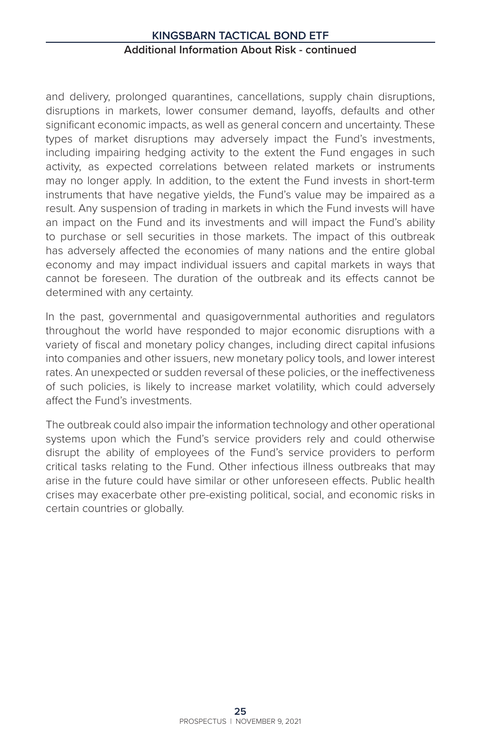and delivery, prolonged quarantines, cancellations, supply chain disruptions, disruptions in markets, lower consumer demand, layoffs, defaults and other significant economic impacts, as well as general concern and uncertainty. These types of market disruptions may adversely impact the Fund's investments, including impairing hedging activity to the extent the Fund engages in such activity, as expected correlations between related markets or instruments may no longer apply. In addition, to the extent the Fund invests in short-term instruments that have negative yields, the Fund's value may be impaired as a result. Any suspension of trading in markets in which the Fund invests will have an impact on the Fund and its investments and will impact the Fund's ability to purchase or sell securities in those markets. The impact of this outbreak has adversely affected the economies of many nations and the entire global economy and may impact individual issuers and capital markets in ways that cannot be foreseen. The duration of the outbreak and its effects cannot be determined with any certainty.

In the past, governmental and quasigovernmental authorities and regulators throughout the world have responded to major economic disruptions with a variety of fiscal and monetary policy changes, including direct capital infusions into companies and other issuers, new monetary policy tools, and lower interest rates. An unexpected or sudden reversal of these policies, or the ineffectiveness of such policies, is likely to increase market volatility, which could adversely affect the Fund's investments.

The outbreak could also impair the information technology and other operational systems upon which the Fund's service providers rely and could otherwise disrupt the ability of employees of the Fund's service providers to perform critical tasks relating to the Fund. Other infectious illness outbreaks that may arise in the future could have similar or other unforeseen effects. Public health crises may exacerbate other pre-existing political, social, and economic risks in certain countries or globally.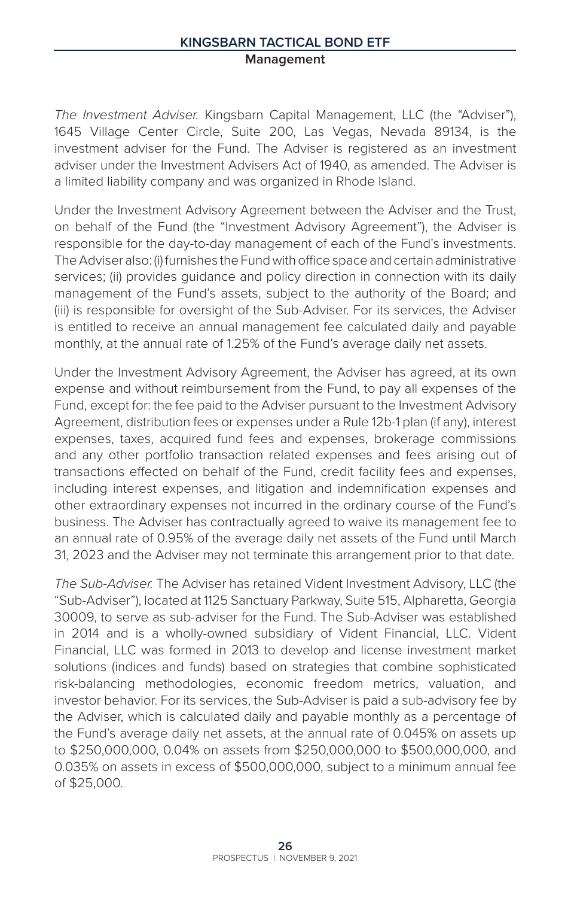*The Investment Adviser.* Kingsbarn Capital Management, LLC (the "Adviser"), 1645 Village Center Circle, Suite 200, Las Vegas, Nevada 89134, is the investment adviser for the Fund. The Adviser is registered as an investment adviser under the Investment Advisers Act of 1940, as amended. The Adviser is a limited liability company and was organized in Rhode Island.

Under the Investment Advisory Agreement between the Adviser and the Trust, on behalf of the Fund (the "Investment Advisory Agreement"), the Adviser is responsible for the day-to-day management of each of the Fund's investments. The Adviser also: (i) furnishes the Fund with office space and certain administrative services; (ii) provides guidance and policy direction in connection with its daily management of the Fund's assets, subject to the authority of the Board; and (iii) is responsible for oversight of the Sub-Adviser. For its services, the Adviser is entitled to receive an annual management fee calculated daily and payable monthly, at the annual rate of 1.25% of the Fund's average daily net assets.

Under the Investment Advisory Agreement, the Adviser has agreed, at its own expense and without reimbursement from the Fund, to pay all expenses of the Fund, except for: the fee paid to the Adviser pursuant to the Investment Advisory Agreement, distribution fees or expenses under a Rule 12b-1 plan (if any), interest expenses, taxes, acquired fund fees and expenses, brokerage commissions and any other portfolio transaction related expenses and fees arising out of transactions effected on behalf of the Fund, credit facility fees and expenses, including interest expenses, and litigation and indemnification expenses and other extraordinary expenses not incurred in the ordinary course of the Fund's business. The Adviser has contractually agreed to waive its management fee to an annual rate of 0.95% of the average daily net assets of the Fund until March 31, 2023 and the Adviser may not terminate this arrangement prior to that date.

*The Sub-Adviser.* The Adviser has retained Vident Investment Advisory, LLC (the "Sub-Adviser"), located at 1125 Sanctuary Parkway, Suite 515, Alpharetta, Georgia 30009, to serve as sub-adviser for the Fund. The Sub-Adviser was established in 2014 and is a wholly-owned subsidiary of Vident Financial, LLC. Vident Financial, LLC was formed in 2013 to develop and license investment market solutions (indices and funds) based on strategies that combine sophisticated risk-balancing methodologies, economic freedom metrics, valuation, and investor behavior. For its services, the Sub-Adviser is paid a sub-advisory fee by the Adviser, which is calculated daily and payable monthly as a percentage of the Fund's average daily net assets, at the annual rate of 0.045% on assets up to $250,000,000, 0.04% on assets from $250,000,000 to $500,000,000, and 0.035% on assets in excess of $500,000,000, subject to a minimum annual fee of $25,000.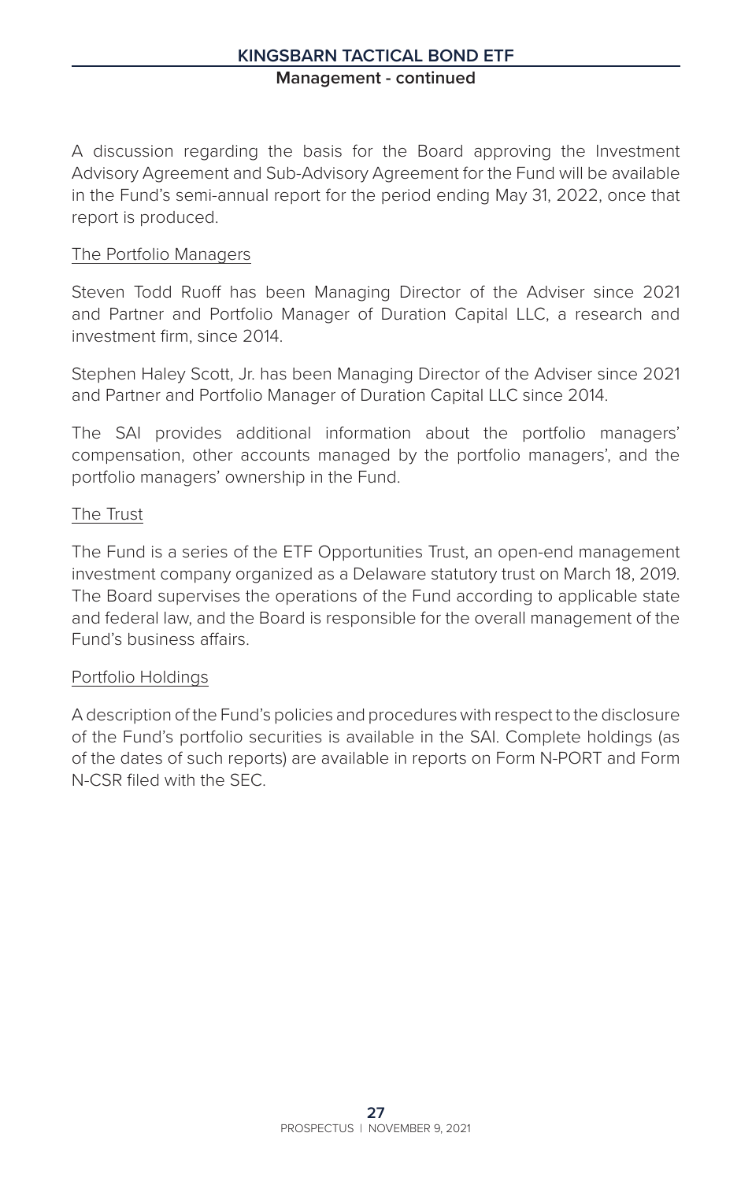A discussion regarding the basis for the Board approving the Investment Advisory Agreement and Sub-Advisory Agreement for the Fund will be available in the Fund's semi-annual report for the period ending May 31, 2022, once that report is produced.

### The Portfolio Managers

Steven Todd Ruoff has been Managing Director of the Adviser since 2021 and Partner and Portfolio Manager of Duration Capital LLC, a research and investment firm, since 2014.

Stephen Haley Scott, Jr. has been Managing Director of the Adviser since 2021 and Partner and Portfolio Manager of Duration Capital LLC since 2014.

The SAI provides additional information about the portfolio managers' compensation, other accounts managed by the portfolio managers', and the portfolio managers' ownership in the Fund.

### The Trust

The Fund is a series of the ETF Opportunities Trust, an open-end management investment company organized as a Delaware statutory trust on March 18, 2019. The Board supervises the operations of the Fund according to applicable state and federal law, and the Board is responsible for the overall management of the Fund's business affairs.

### Portfolio Holdings

A description of the Fund's policies and procedures with respect to the disclosure of the Fund's portfolio securities is available in the SAI. Complete holdings (as of the dates of such reports) are available in reports on Form N-PORT and Form N-CSR filed with the SEC.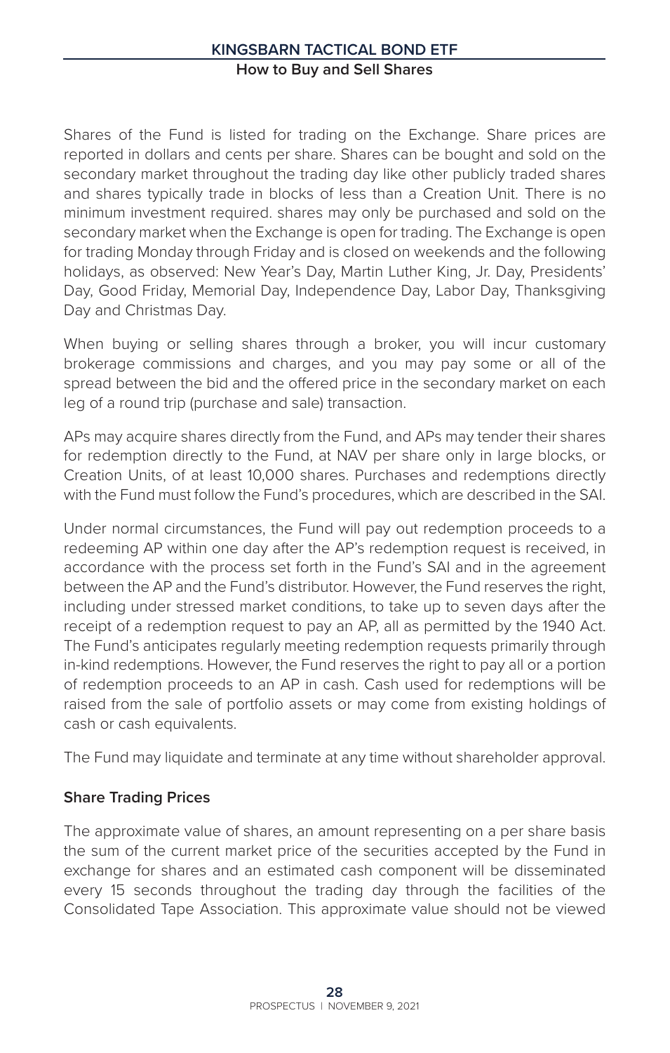Shares of the Fund is listed for trading on the Exchange. Share prices are reported in dollars and cents per share. Shares can be bought and sold on the secondary market throughout the trading day like other publicly traded shares and shares typically trade in blocks of less than a Creation Unit. There is no minimum investment required. shares may only be purchased and sold on the secondary market when the Exchange is open for trading. The Exchange is open for trading Monday through Friday and is closed on weekends and the following holidays, as observed: New Year's Day, Martin Luther King, Jr. Day, Presidents' Day, Good Friday, Memorial Day, Independence Day, Labor Day, Thanksgiving Day and Christmas Day.

When buying or selling shares through a broker, you will incur customary brokerage commissions and charges, and you may pay some or all of the spread between the bid and the offered price in the secondary market on each leg of a round trip (purchase and sale) transaction.

APs may acquire shares directly from the Fund, and APs may tender their shares for redemption directly to the Fund, at NAV per share only in large blocks, or Creation Units, of at least 10,000 shares. Purchases and redemptions directly with the Fund must follow the Fund's procedures, which are described in the SAI.

Under normal circumstances, the Fund will pay out redemption proceeds to a redeeming AP within one day after the AP's redemption request is received, in accordance with the process set forth in the Fund's SAI and in the agreement between the AP and the Fund's distributor. However, the Fund reserves the right, including under stressed market conditions, to take up to seven days after the receipt of a redemption request to pay an AP, all as permitted by the 1940 Act. The Fund's anticipates regularly meeting redemption requests primarily through in-kind redemptions. However, the Fund reserves the right to pay all or a portion of redemption proceeds to an AP in cash. Cash used for redemptions will be raised from the sale of portfolio assets or may come from existing holdings of cash or cash equivalents.

The Fund may liquidate and terminate at any time without shareholder approval.

### Share Trading Prices

The approximate value of shares, an amount representing on a per share basis the sum of the current market price of the securities accepted by the Fund in exchange for shares and an estimated cash component will be disseminated every 15 seconds throughout the trading day through the facilities of the Consolidated Tape Association. This approximate value should not be viewed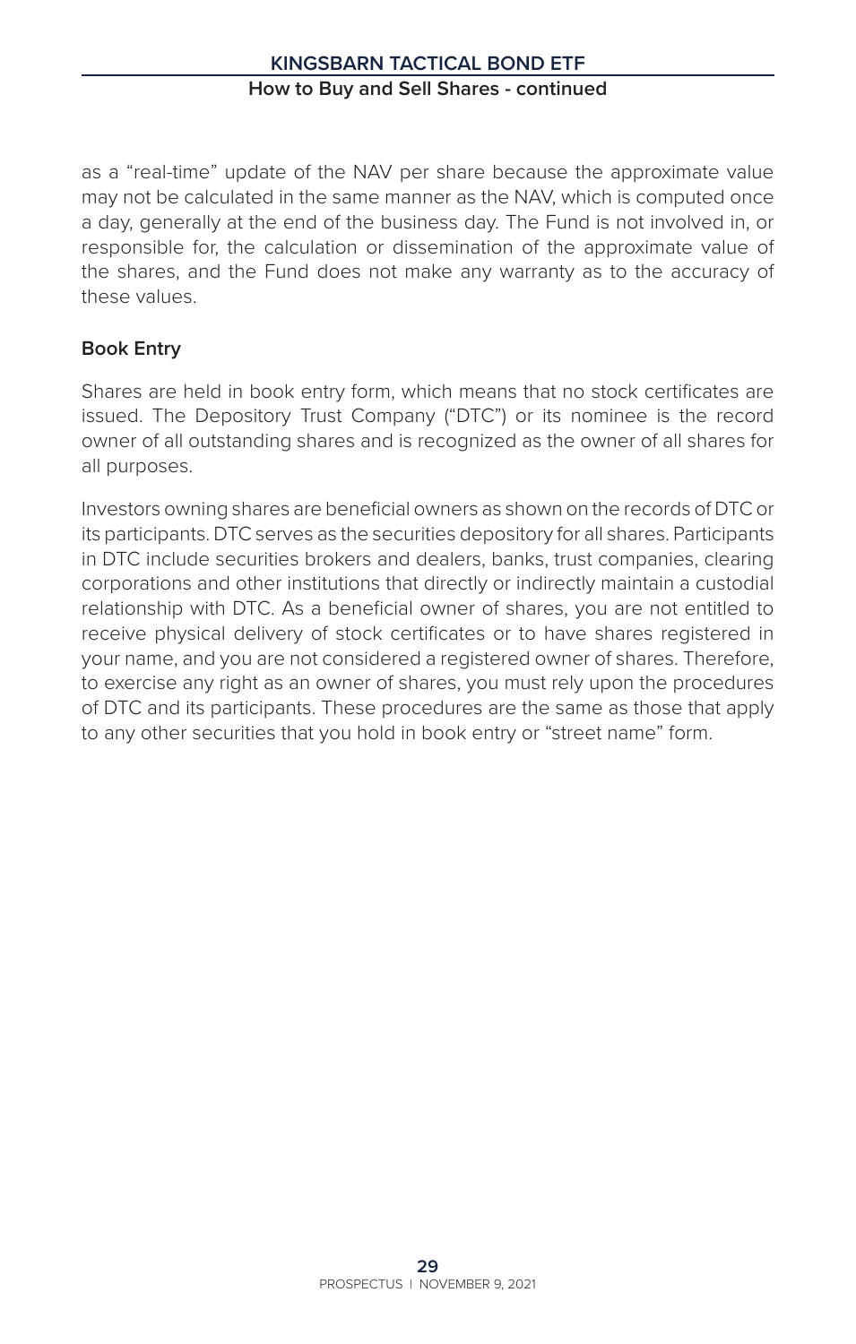as a "real-time" update of the NAV per share because the approximate value may not be calculated in the same manner as the NAV, which is computed once a day, generally at the end of the business day. The Fund is not involved in, or responsible for, the calculation or dissemination of the approximate value of the shares, and the Fund does not make any warranty as to the accuracy of these values.

### Book Entry

Shares are held in book entry form, which means that no stock certificates are issued. The Depository Trust Company ("DTC") or its nominee is the record owner of all outstanding shares and is recognized as the owner of all shares for all purposes.

Investors owning shares are beneficial owners as shown on the records of DTC or its participants. DTC serves as the securities depository for all shares. Participants in DTC include securities brokers and dealers, banks, trust companies, clearing corporations and other institutions that directly or indirectly maintain a custodial relationship with DTC. As a beneficial owner of shares, you are not entitled to receive physical delivery of stock certificates or to have shares registered in your name, and you are not considered a registered owner of shares. Therefore, to exercise any right as an owner of shares, you must rely upon the procedures of DTC and its participants. These procedures are the same as those that apply to any other securities that you hold in book entry or "street name" form.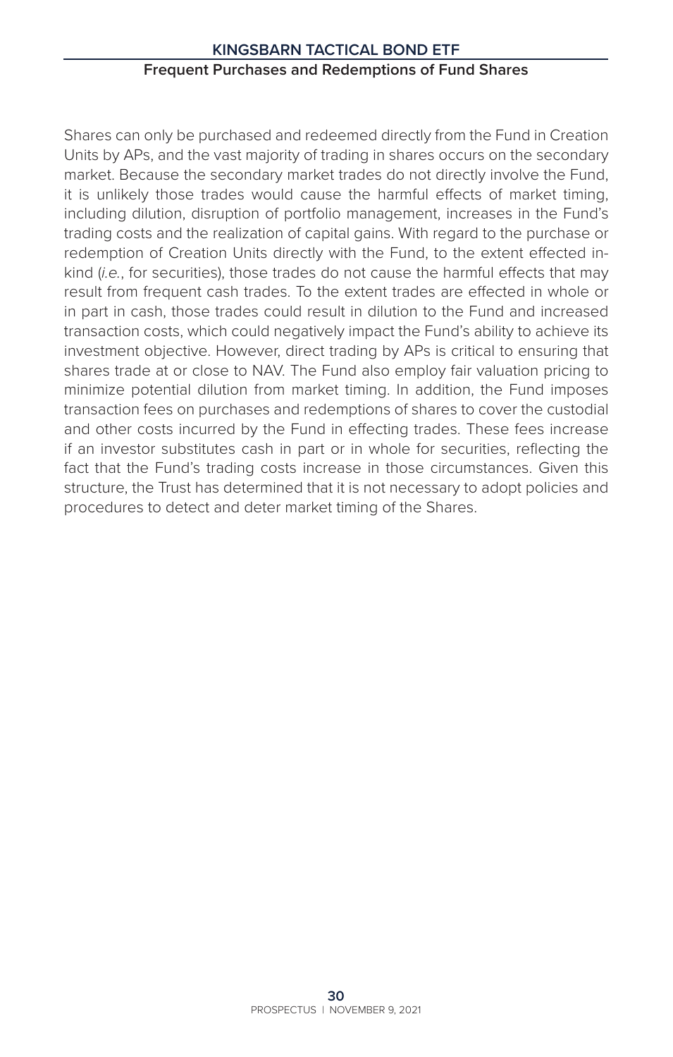## Frequent Purchases and Redemptions of Fund Shares

Shares can only be purchased and redeemed directly from the Fund in Creation Units by APs, and the vast majority of trading in shares occurs on the secondary market. Because the secondary market trades do not directly involve the Fund, it is unlikely those trades would cause the harmful effects of market timing, including dilution, disruption of portfolio management, increases in the Fund's trading costs and the realization of capital gains. With regard to the purchase or redemption of Creation Units directly with the Fund, to the extent effected in-kind (*i.e.*, for securities), those trades do not cause the harmful effects that may result from frequent cash trades. To the extent trades are effected in whole or in part in cash, those trades could result in dilution to the Fund and increased transaction costs, which could negatively impact the Fund's ability to achieve its investment objective. However, direct trading by APs is critical to ensuring that shares trade at or close to NAV. The Fund also employ fair valuation pricing to minimize potential dilution from market timing. In addition, the Fund imposes transaction fees on purchases and redemptions of shares to cover the custodial and other costs incurred by the Fund in effecting trades. These fees increase if an investor substitutes cash in part or in whole for securities, reflecting the fact that the Fund's trading costs increase in those circumstances. Given this structure, the Trust has determined that it is not necessary to adopt policies and procedures to detect and deter market timing of the Shares.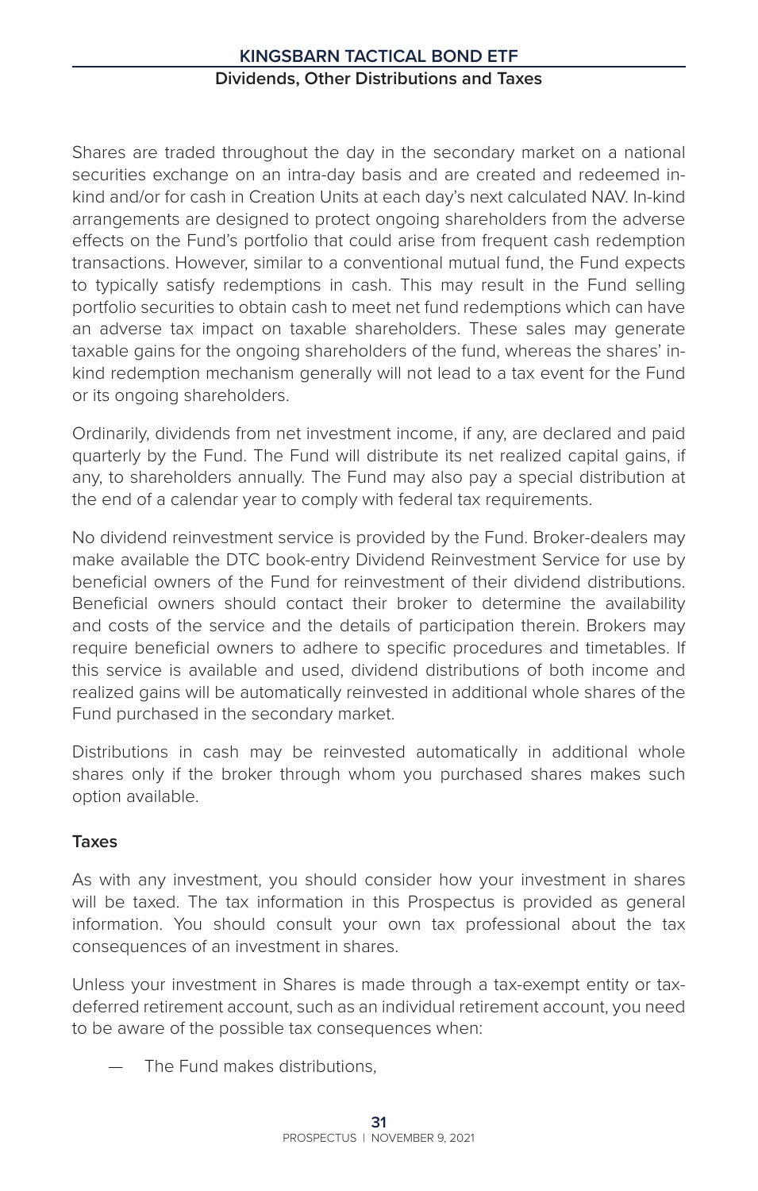Shares are traded throughout the day in the secondary market on a national securities exchange on an intra-day basis and are created and redeemed in-kind and/or for cash in Creation Units at each day's next calculated NAV. In-kind arrangements are designed to protect ongoing shareholders from the adverse effects on the Fund's portfolio that could arise from frequent cash redemption transactions. However, similar to a conventional mutual fund, the Fund expects to typically satisfy redemptions in cash. This may result in the Fund selling portfolio securities to obtain cash to meet net fund redemptions which can have an adverse tax impact on taxable shareholders. These sales may generate taxable gains for the ongoing shareholders of the fund, whereas the shares' in-kind redemption mechanism generally will not lead to a tax event for the Fund or its ongoing shareholders.

Ordinarily, dividends from net investment income, if any, are declared and paid quarterly by the Fund. The Fund will distribute its net realized capital gains, if any, to shareholders annually. The Fund may also pay a special distribution at the end of a calendar year to comply with federal tax requirements.

No dividend reinvestment service is provided by the Fund. Broker-dealers may make available the DTC book-entry Dividend Reinvestment Service for use by beneficial owners of the Fund for reinvestment of their dividend distributions. Beneficial owners should contact their broker to determine the availability and costs of the service and the details of participation therein. Brokers may require beneficial owners to adhere to specific procedures and timetables. If this service is available and used, dividend distributions of both income and realized gains will be automatically reinvested in additional whole shares of the Fund purchased in the secondary market.

Distributions in cash may be reinvested automatically in additional whole shares only if the broker through whom you purchased shares makes such option available.

### Taxes

As with any investment, you should consider how your investment in shares will be taxed. The tax information in this Prospectus is provided as general information. You should consult your own tax professional about the tax consequences of an investment in shares.

Unless your investment in Shares is made through a tax-exempt entity or tax-deferred retirement account, such as an individual retirement account, you need to be aware of the possible tax consequences when:

— The Fund makes distributions,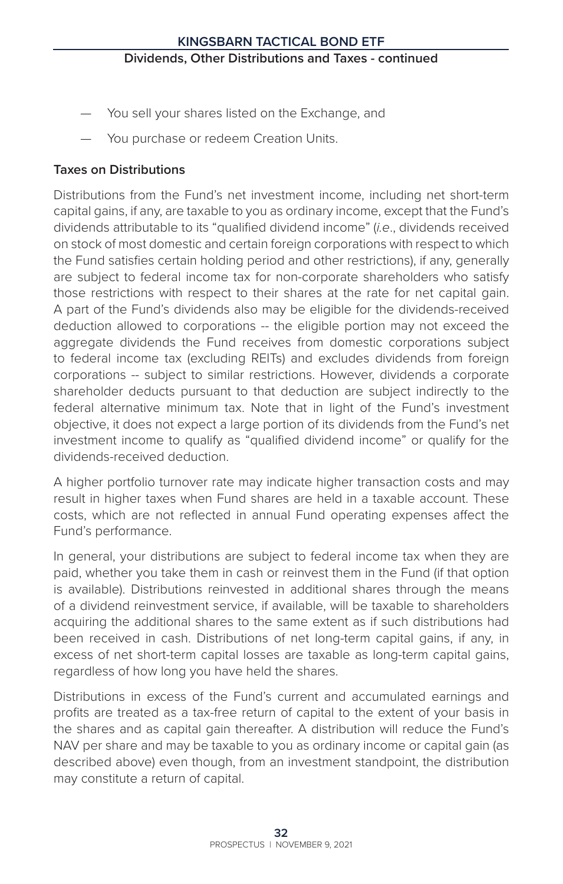— You sell your shares listed on the Exchange, and

— You purchase or redeem Creation Units.

### Taxes on Distributions

Distributions from the Fund's net investment income, including net short-term capital gains, if any, are taxable to you as ordinary income, except that the Fund's dividends attributable to its "qualified dividend income" (*i.e*., dividends received on stock of most domestic and certain foreign corporations with respect to which the Fund satisfies certain holding period and other restrictions), if any, generally are subject to federal income tax for non-corporate shareholders who satisfy those restrictions with respect to their shares at the rate for net capital gain. A part of the Fund's dividends also may be eligible for the dividends-received deduction allowed to corporations -- the eligible portion may not exceed the aggregate dividends the Fund receives from domestic corporations subject to federal income tax (excluding REITs) and excludes dividends from foreign corporations -- subject to similar restrictions. However, dividends a corporate shareholder deducts pursuant to that deduction are subject indirectly to the federal alternative minimum tax. Note that in light of the Fund's investment objective, it does not expect a large portion of its dividends from the Fund's net investment income to qualify as "qualified dividend income" or qualify for the dividends-received deduction.

A higher portfolio turnover rate may indicate higher transaction costs and may result in higher taxes when Fund shares are held in a taxable account. These costs, which are not reflected in annual Fund operating expenses affect the Fund's performance.

In general, your distributions are subject to federal income tax when they are paid, whether you take them in cash or reinvest them in the Fund (if that option is available). Distributions reinvested in additional shares through the means of a dividend reinvestment service, if available, will be taxable to shareholders acquiring the additional shares to the same extent as if such distributions had been received in cash. Distributions of net long-term capital gains, if any, in excess of net short-term capital losses are taxable as long-term capital gains, regardless of how long you have held the shares.

Distributions in excess of the Fund's current and accumulated earnings and profits are treated as a tax-free return of capital to the extent of your basis in the shares and as capital gain thereafter. A distribution will reduce the Fund's NAV per share and may be taxable to you as ordinary income or capital gain (as described above) even though, from an investment standpoint, the distribution may constitute a return of capital.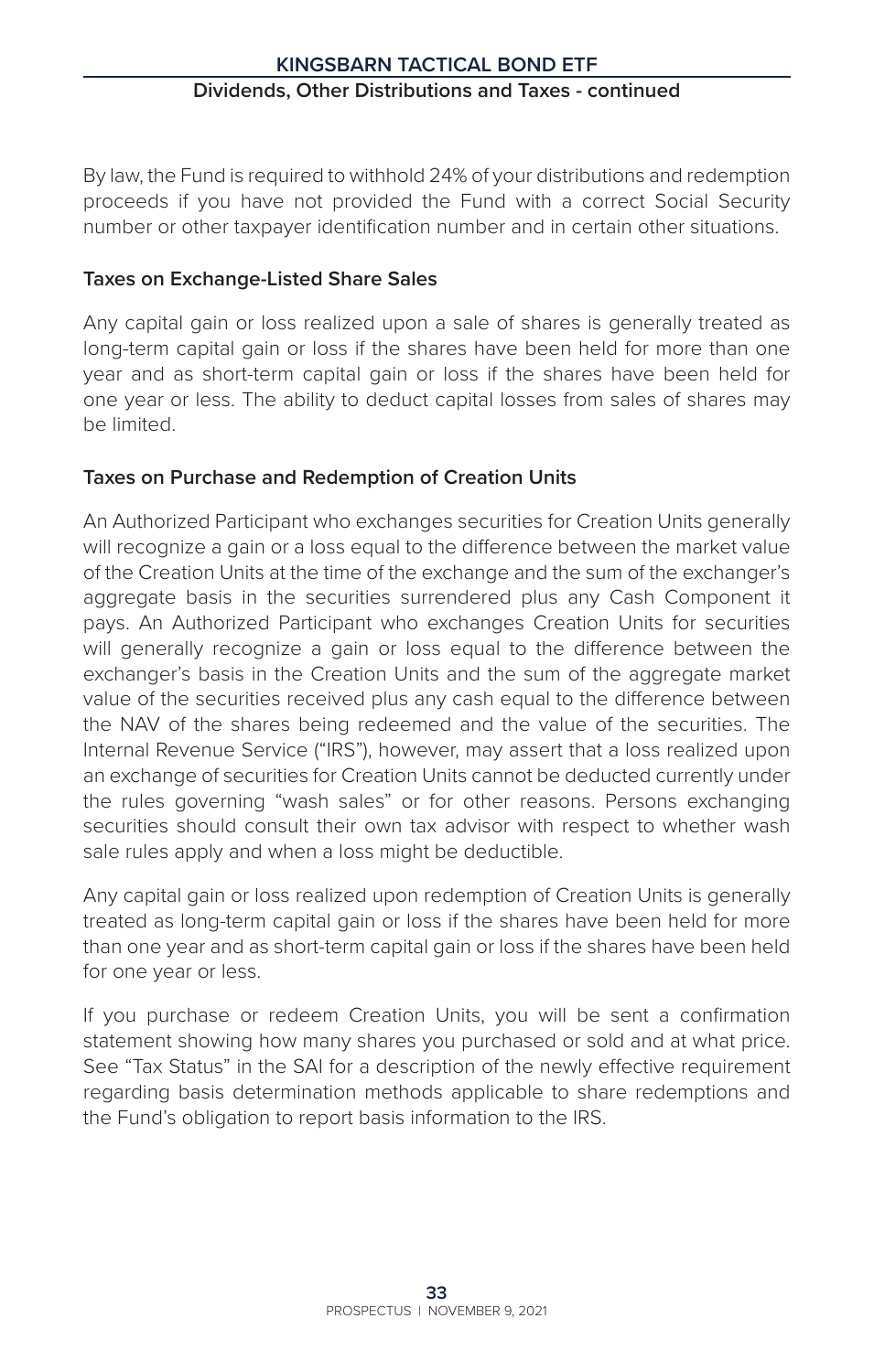By law, the Fund is required to withhold 24% of your distributions and redemption proceeds if you have not provided the Fund with a correct Social Security number or other taxpayer identification number and in certain other situations.

### Taxes on Exchange-Listed Share Sales

Any capital gain or loss realized upon a sale of shares is generally treated as long-term capital gain or loss if the shares have been held for more than one year and as short-term capital gain or loss if the shares have been held for one year or less. The ability to deduct capital losses from sales of shares may be limited.

### Taxes on Purchase and Redemption of Creation Units

An Authorized Participant who exchanges securities for Creation Units generally will recognize a gain or a loss equal to the difference between the market value of the Creation Units at the time of the exchange and the sum of the exchanger's aggregate basis in the securities surrendered plus any Cash Component it pays. An Authorized Participant who exchanges Creation Units for securities will generally recognize a gain or loss equal to the difference between the exchanger's basis in the Creation Units and the sum of the aggregate market value of the securities received plus any cash equal to the difference between the NAV of the shares being redeemed and the value of the securities. The Internal Revenue Service ("IRS"), however, may assert that a loss realized upon an exchange of securities for Creation Units cannot be deducted currently under the rules governing "wash sales" or for other reasons. Persons exchanging securities should consult their own tax advisor with respect to whether wash sale rules apply and when a loss might be deductible.

Any capital gain or loss realized upon redemption of Creation Units is generally treated as long-term capital gain or loss if the shares have been held for more than one year and as short-term capital gain or loss if the shares have been held for one year or less.

If you purchase or redeem Creation Units, you will be sent a confirmation statement showing how many shares you purchased or sold and at what price. See "Tax Status" in the SAI for a description of the newly effective requirement regarding basis determination methods applicable to share redemptions and the Fund's obligation to report basis information to the IRS.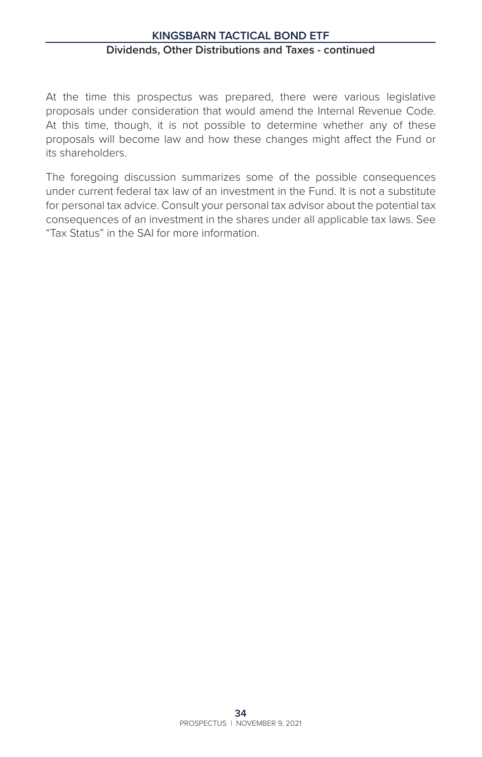At the time this prospectus was prepared, there were various legislative proposals under consideration that would amend the Internal Revenue Code. At this time, though, it is not possible to determine whether any of these proposals will become law and how these changes might affect the Fund or its shareholders.

The foregoing discussion summarizes some of the possible consequences under current federal tax law of an investment in the Fund. It is not a substitute for personal tax advice. Consult your personal tax advisor about the potential tax consequences of an investment in the shares under all applicable tax laws. See "Tax Status" in the SAI for more information.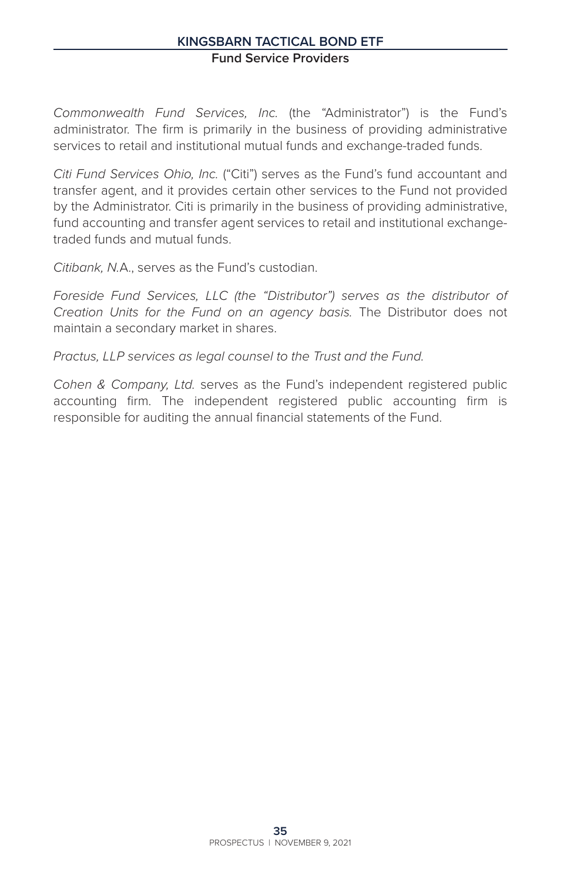## Fund Service Providers

*Commonwealth Fund Services, Inc.* (the "Administrator") is the Fund's administrator. The firm is primarily in the business of providing administrative services to retail and institutional mutual funds and exchange-traded funds.

*Citi Fund Services Ohio, Inc.* ("Citi") serves as the Fund's fund accountant and transfer agent, and it provides certain other services to the Fund not provided by the Administrator. Citi is primarily in the business of providing administrative, fund accounting and transfer agent services to retail and institutional exchange-traded funds and mutual funds.

*Citibank, N.*A., serves as the Fund's custodian.

*Foreside Fund Services, LLC (the "Distributor") serves as the distributor of Creation Units for the Fund on an agency basis.* The Distributor does not maintain a secondary market in shares.

*Practus, LLP services as legal counsel to the Trust and the Fund.*

*Cohen & Company, Ltd.* serves as the Fund's independent registered public accounting firm. The independent registered public accounting firm is responsible for auditing the annual financial statements of the Fund.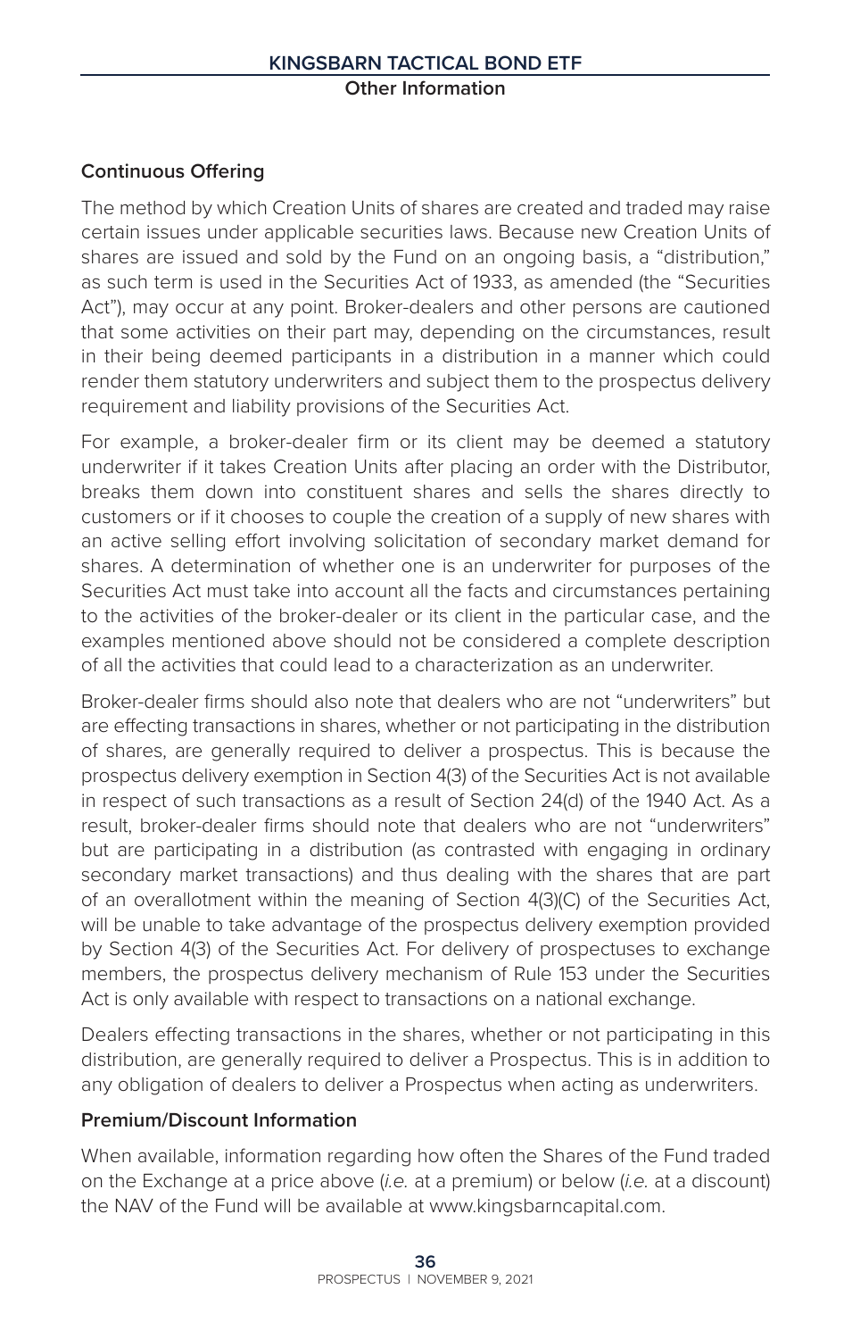## Continuous Offering

The method by which Creation Units of shares are created and traded may raise certain issues under applicable securities laws. Because new Creation Units of shares are issued and sold by the Fund on an ongoing basis, a "distribution," as such term is used in the Securities Act of 1933, as amended (the "Securities Act"), may occur at any point. Broker-dealers and other persons are cautioned that some activities on their part may, depending on the circumstances, result in their being deemed participants in a distribution in a manner which could render them statutory underwriters and subject them to the prospectus delivery requirement and liability provisions of the Securities Act.

For example, a broker-dealer firm or its client may be deemed a statutory underwriter if it takes Creation Units after placing an order with the Distributor, breaks them down into constituent shares and sells the shares directly to customers or if it chooses to couple the creation of a supply of new shares with an active selling effort involving solicitation of secondary market demand for shares. A determination of whether one is an underwriter for purposes of the Securities Act must take into account all the facts and circumstances pertaining to the activities of the broker-dealer or its client in the particular case, and the examples mentioned above should not be considered a complete description of all the activities that could lead to a characterization as an underwriter.

Broker-dealer firms should also note that dealers who are not "underwriters" but are effecting transactions in shares, whether or not participating in the distribution of shares, are generally required to deliver a prospectus. This is because the prospectus delivery exemption in Section 4(3) of the Securities Act is not available in respect of such transactions as a result of Section 24(d) of the 1940 Act. As a result, broker-dealer firms should note that dealers who are not "underwriters" but are participating in a distribution (as contrasted with engaging in ordinary secondary market transactions) and thus dealing with the shares that are part of an overallotment within the meaning of Section 4(3)(C) of the Securities Act, will be unable to take advantage of the prospectus delivery exemption provided by Section 4(3) of the Securities Act. For delivery of prospectuses to exchange members, the prospectus delivery mechanism of Rule 153 under the Securities Act is only available with respect to transactions on a national exchange.

Dealers effecting transactions in the shares, whether or not participating in this distribution, are generally required to deliver a Prospectus. This is in addition to any obligation of dealers to deliver a Prospectus when acting as underwriters.

## Premium/Discount Information

When available, information regarding how often the Shares of the Fund traded on the Exchange at a price above (*i.e.* at a premium) or below (*i.e.* at a discount) the NAV of the Fund will be available at www.kingsbarncapital.com.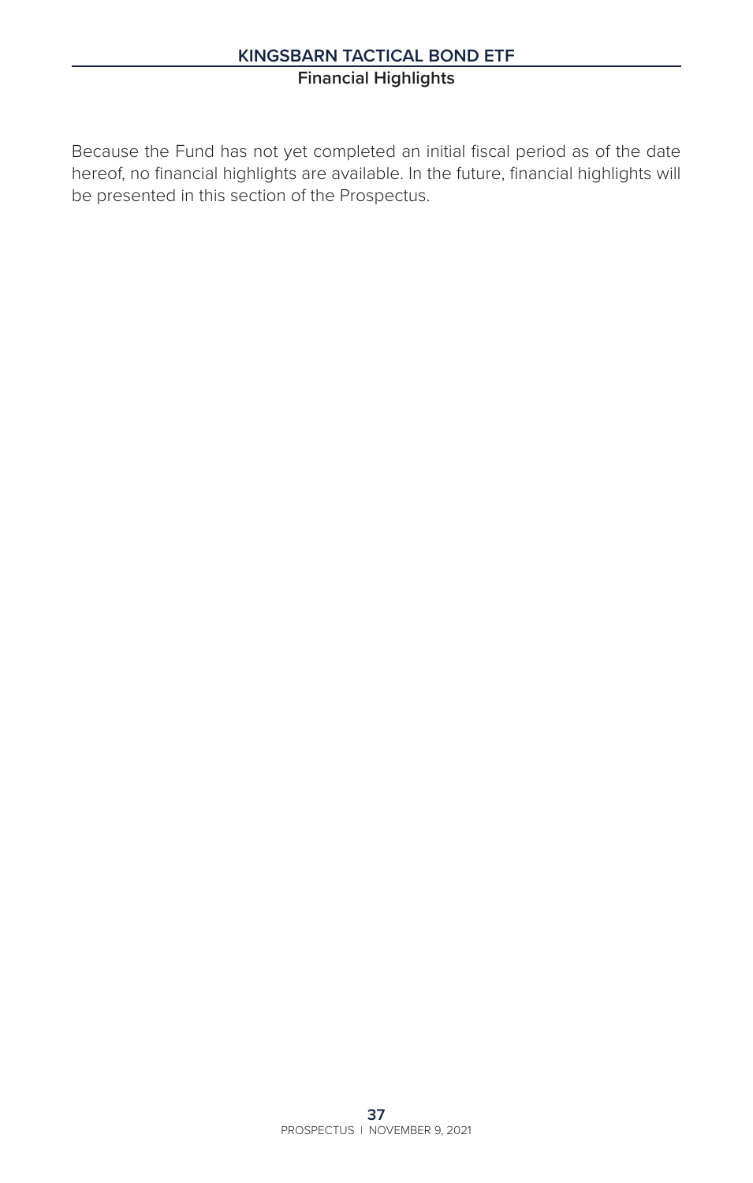## Financial Highlights

Because the Fund has not yet completed an initial fiscal period as of the date hereof, no financial highlights are available. In the future, financial highlights will be presented in this section of the Prospectus.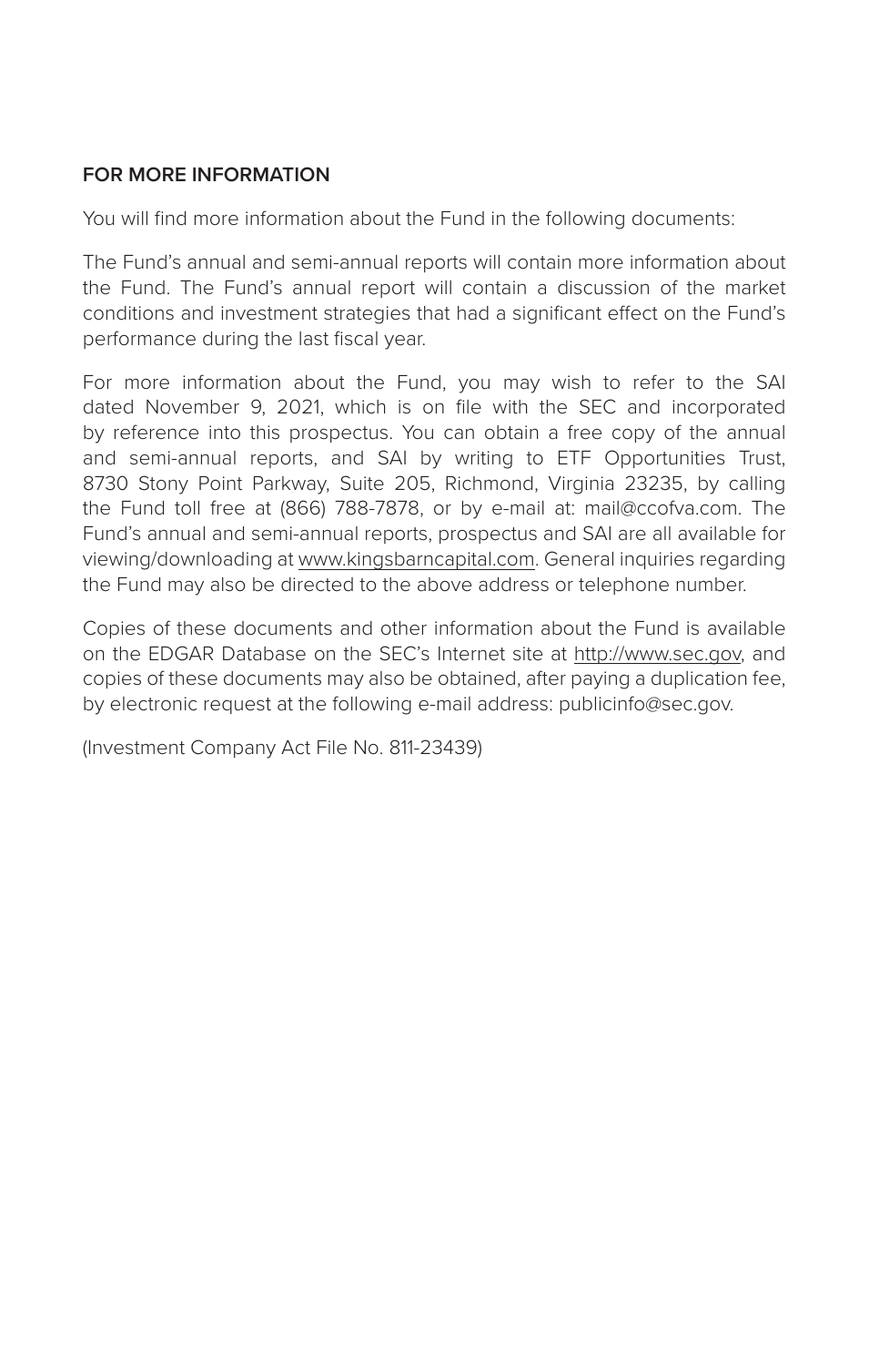## FOR MORE INFORMATION

You will find more information about the Fund in the following documents:

The Fund's annual and semi-annual reports will contain more information about the Fund. The Fund's annual report will contain a discussion of the market conditions and investment strategies that had a significant effect on the Fund's performance during the last fiscal year.

For more information about the Fund, you may wish to refer to the SAI dated November 9, 2021, which is on file with the SEC and incorporated by reference into this prospectus. You can obtain a free copy of the annual and semi-annual reports, and SAI by writing to ETF Opportunities Trust, 8730 Stony Point Parkway, Suite 205, Richmond, Virginia 23235, by calling the Fund toll free at (866) 788-7878, or by e-mail at: mail@ccofva.com. The Fund's annual and semi-annual reports, prospectus and SAI are all available for viewing/downloading at www.kingsbarncapital.com. General inquiries regarding the Fund may also be directed to the above address or telephone number.

Copies of these documents and other information about the Fund is available on the EDGAR Database on the SEC's Internet site at http://www.sec.gov, and copies of these documents may also be obtained, after paying a duplication fee, by electronic request at the following e-mail address: publicinfo@sec.gov.

(Investment Company Act File No. 811-23439)